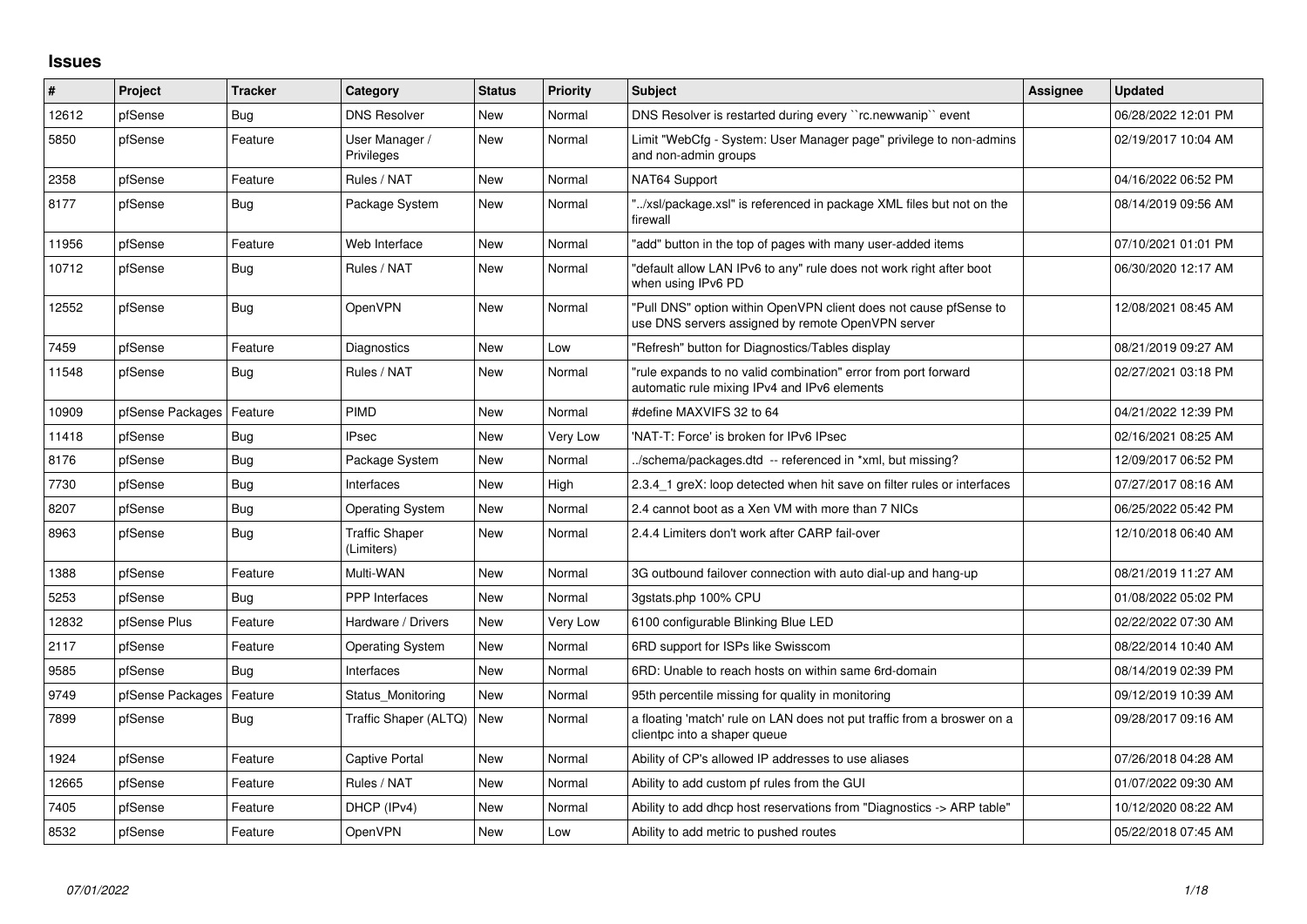## Issues

| # | Project | Tracker | Category | Status | Priority | Subject | Assignee | Updated |
|---|---|---|---|---|---|---|---|---|
| 12612 | pfSense | Bug | DNS Resolver | New | Normal | DNS Resolver is restarted during every ``rc.newwanip`` event | | 06/28/2022 12:01 PM |
| 5850 | pfSense | Feature | User Manager / Privileges | New | Normal | Limit "WebCfg - System: User Manager page" privilege to non-admins and non-admin groups | | 02/19/2017 10:04 AM |
| 2358 | pfSense | Feature | Rules / NAT | New | Normal | NAT64 Support | | 04/16/2022 06:52 PM |
| 8177 | pfSense | Bug | Package System | New | Normal | "../xsl/package.xsl" is referenced in package XML files but not on the firewall | | 08/14/2019 09:56 AM |
| 11956 | pfSense | Feature | Web Interface | New | Normal | "add" button in the top of pages with many user-added items | | 07/10/2021 01:01 PM |
| 10712 | pfSense | Bug | Rules / NAT | New | Normal | "default allow LAN IPv6 to any" rule does not work right after boot when using IPv6 PD | | 06/30/2020 12:17 AM |
| 12552 | pfSense | Bug | OpenVPN | New | Normal | "Pull DNS" option within OpenVPN client does not cause pfSense to use DNS servers assigned by remote OpenVPN server | | 12/08/2021 08:45 AM |
| 7459 | pfSense | Feature | Diagnostics | New | Low | "Refresh" button for Diagnostics/Tables display | | 08/21/2019 09:27 AM |
| 11548 | pfSense | Bug | Rules / NAT | New | Normal | "rule expands to no valid combination" error from port forward automatic rule mixing IPv4 and IPv6 elements | | 02/27/2021 03:18 PM |
| 10909 | pfSense Packages | Feature | PIMD | New | Normal | #define MAXVIFS 32 to 64 | | 04/21/2022 12:39 PM |
| 11418 | pfSense | Bug | IPsec | New | Very Low | 'NAT-T: Force' is broken for IPv6 IPsec | | 02/16/2021 08:25 AM |
| 8176 | pfSense | Bug | Package System | New | Normal | ../schema/packages.dtd -- referenced in *xml, but missing? | | 12/09/2017 06:52 PM |
| 7730 | pfSense | Bug | Interfaces | New | High | 2.3.4_1 greX: loop detected when hit save on filter rules or interfaces | | 07/27/2017 08:16 AM |
| 8207 | pfSense | Bug | Operating System | New | Normal | 2.4 cannot boot as a Xen VM with more than 7 NICs | | 06/25/2022 05:42 PM |
| 8963 | pfSense | Bug | Traffic Shaper (Limiters) | New | Normal | 2.4.4 Limiters don't work after CARP fail-over | | 12/10/2018 06:40 AM |
| 1388 | pfSense | Feature | Multi-WAN | New | Normal | 3G outbound failover connection with auto dial-up and hang-up | | 08/21/2019 11:27 AM |
| 5253 | pfSense | Bug | PPP Interfaces | New | Normal | 3gstats.php 100% CPU | | 01/08/2022 05:02 PM |
| 12832 | pfSense Plus | Feature | Hardware / Drivers | New | Very Low | 6100 configurable Blinking Blue LED | | 02/22/2022 07:30 AM |
| 2117 | pfSense | Feature | Operating System | New | Normal | 6RD support for ISPs like Swisscom | | 08/22/2014 10:40 AM |
| 9585 | pfSense | Bug | Interfaces | New | Normal | 6RD: Unable to reach hosts on within same 6rd-domain | | 08/14/2019 02:39 PM |
| 9749 | pfSense Packages | Feature | Status_Monitoring | New | Normal | 95th percentile missing for quality in monitoring | | 09/12/2019 10:39 AM |
| 7899 | pfSense | Bug | Traffic Shaper (ALTQ) | New | Normal | a floating 'match' rule on LAN does not put traffic from a broswer on a clientpc into a shaper queue | | 09/28/2017 09:16 AM |
| 1924 | pfSense | Feature | Captive Portal | New | Normal | Ability of CP's allowed IP addresses to use aliases | | 07/26/2018 04:28 AM |
| 12665 | pfSense | Feature | Rules / NAT | New | Normal | Ability to add custom pf rules from the GUI | | 01/07/2022 09:30 AM |
| 7405 | pfSense | Feature | DHCP (IPv4) | New | Normal | Ability to add dhcp host reservations from "Diagnostics -> ARP table" | | 10/12/2020 08:22 AM |
| 8532 | pfSense | Feature | OpenVPN | New | Low | Ability to add metric to pushed routes | | 05/22/2018 07:45 AM |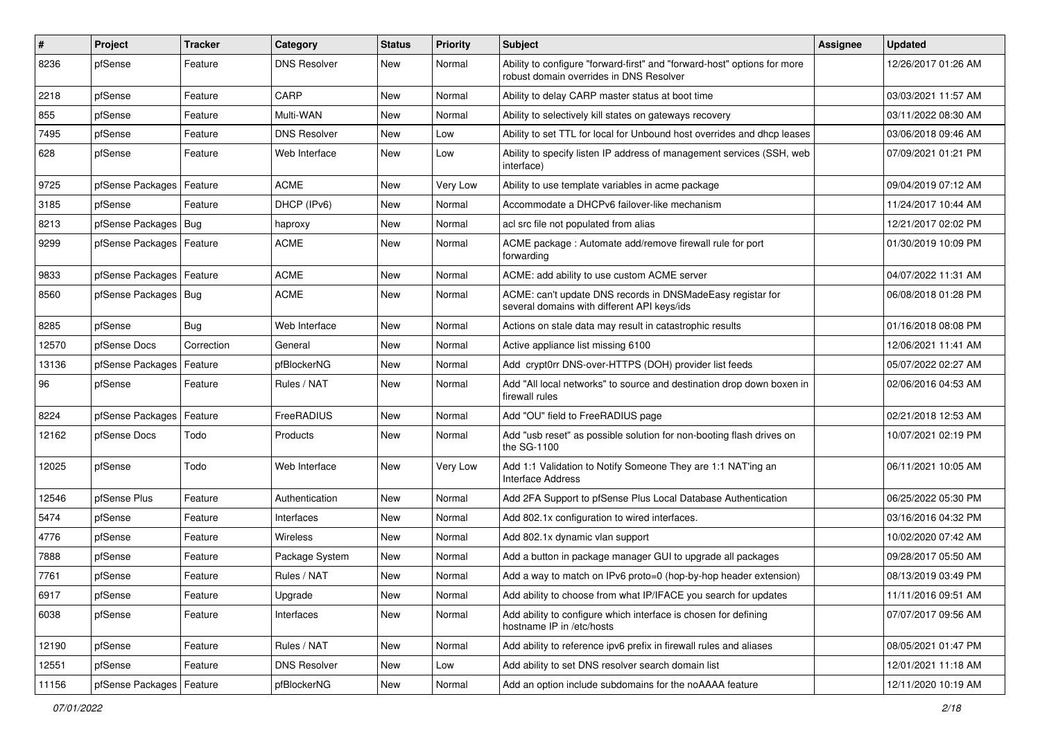| # | Project | Tracker | Category | Status | Priority | Subject | Assignee | Updated |
|---|---|---|---|---|---|---|---|---|
| 8236 | pfSense | Feature | DNS Resolver | New | Normal | Ability to configure "forward-first" and "forward-host" options for more robust domain overrides in DNS Resolver | | 12/26/2017 01:26 AM |
| 2218 | pfSense | Feature | CARP | New | Normal | Ability to delay CARP master status at boot time | | 03/03/2021 11:57 AM |
| 855 | pfSense | Feature | Multi-WAN | New | Normal | Ability to selectively kill states on gateways recovery | | 03/11/2022 08:30 AM |
| 7495 | pfSense | Feature | DNS Resolver | New | Low | Ability to set TTL for local for Unbound host overrides and dhcp leases | | 03/06/2018 09:46 AM |
| 628 | pfSense | Feature | Web Interface | New | Low | Ability to specify listen IP address of management services (SSH, web interface) | | 07/09/2021 01:21 PM |
| 9725 | pfSense Packages | Feature | ACME | New | Very Low | Ability to use template variables in acme package | | 09/04/2019 07:12 AM |
| 3185 | pfSense | Feature | DHCP (IPv6) | New | Normal | Accommodate a DHCPv6 failover-like mechanism | | 11/24/2017 10:44 AM |
| 8213 | pfSense Packages | Bug | haproxy | New | Normal | acl src file not populated from alias | | 12/21/2017 02:02 PM |
| 9299 | pfSense Packages | Feature | ACME | New | Normal | ACME package : Automate add/remove firewall rule for port forwarding | | 01/30/2019 10:09 PM |
| 9833 | pfSense Packages | Feature | ACME | New | Normal | ACME: add ability to use custom ACME server | | 04/07/2022 11:31 AM |
| 8560 | pfSense Packages | Bug | ACME | New | Normal | ACME: can't update DNS records in DNSMadeEasy registar for several domains with different API keys/ids | | 06/08/2018 01:28 PM |
| 8285 | pfSense | Bug | Web Interface | New | Normal | Actions on stale data may result in catastrophic results | | 01/16/2018 08:08 PM |
| 12570 | pfSense Docs | Correction | General | New | Normal | Active appliance list missing 6100 | | 12/06/2021 11:41 AM |
| 13136 | pfSense Packages | Feature | pfBlockerNG | New | Normal | Add crypt0rr DNS-over-HTTPS (DOH) provider list feeds | | 05/07/2022 02:27 AM |
| 96 | pfSense | Feature | Rules / NAT | New | Normal | Add "All local networks" to source and destination drop down boxen in firewall rules | | 02/06/2016 04:53 AM |
| 8224 | pfSense Packages | Feature | FreeRADIUS | New | Normal | Add "OU" field to FreeRADIUS page | | 02/21/2018 12:53 AM |
| 12162 | pfSense Docs | Todo | Products | New | Normal | Add "usb reset" as possible solution for non-booting flash drives on the SG-1100 | | 10/07/2021 02:19 PM |
| 12025 | pfSense | Todo | Web Interface | New | Very Low | Add 1:1 Validation to Notify Someone They are 1:1 NAT'ing an Interface Address | | 06/11/2021 10:05 AM |
| 12546 | pfSense Plus | Feature | Authentication | New | Normal | Add 2FA Support to pfSense Plus Local Database Authentication | | 06/25/2022 05:30 PM |
| 5474 | pfSense | Feature | Interfaces | New | Normal | Add 802.1x configuration to wired interfaces. | | 03/16/2016 04:32 PM |
| 4776 | pfSense | Feature | Wireless | New | Normal | Add 802.1x dynamic vlan support | | 10/02/2020 07:42 AM |
| 7888 | pfSense | Feature | Package System | New | Normal | Add a button in package manager GUI to upgrade all packages | | 09/28/2017 05:50 AM |
| 7761 | pfSense | Feature | Rules / NAT | New | Normal | Add a way to match on IPv6 proto=0 (hop-by-hop header extension) | | 08/13/2019 03:49 PM |
| 6917 | pfSense | Feature | Upgrade | New | Normal | Add ability to choose from what IP/IFACE you search for updates | | 11/11/2016 09:51 AM |
| 6038 | pfSense | Feature | Interfaces | New | Normal | Add ability to configure which interface is chosen for defining hostname IP in /etc/hosts | | 07/07/2017 09:56 AM |
| 12190 | pfSense | Feature | Rules / NAT | New | Normal | Add ability to reference ipv6 prefix in firewall rules and aliases | | 08/05/2021 01:47 PM |
| 12551 | pfSense | Feature | DNS Resolver | New | Low | Add ability to set DNS resolver search domain list | | 12/01/2021 11:18 AM |
| 11156 | pfSense Packages | Feature | pfBlockerNG | New | Normal | Add an option include subdomains for the noAAAA feature | | 12/11/2020 10:19 AM |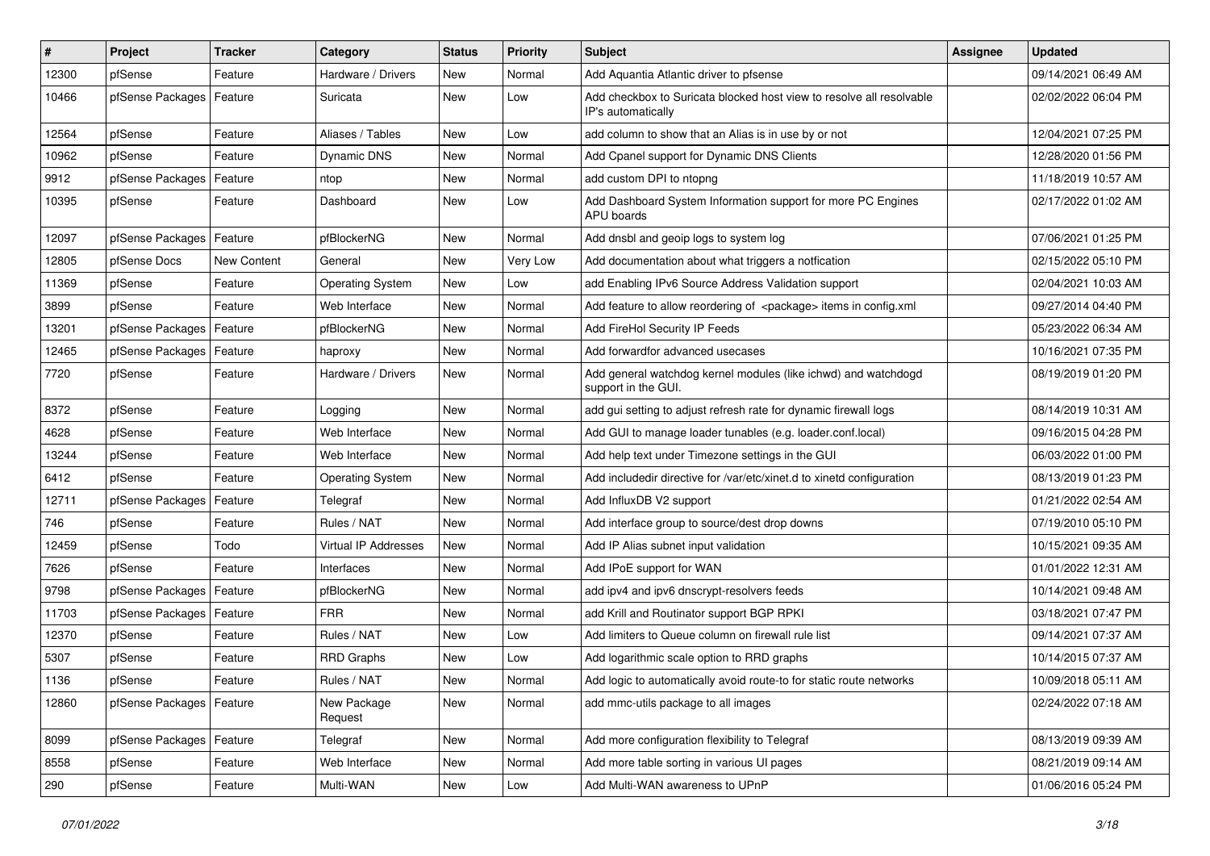| # | Project | Tracker | Category | Status | Priority | Subject | Assignee | Updated |
|---|---|---|---|---|---|---|---|---|
| 12300 | pfSense | Feature | Hardware / Drivers | New | Normal | Add Aquantia Atlantic driver to pfsense | | 09/14/2021 06:49 AM |
| 10466 | pfSense Packages | Feature | Suricata | New | Low | Add checkbox to Suricata blocked host view to resolve all resolvable IP's automatically | | 02/02/2022 06:04 PM |
| 12564 | pfSense | Feature | Aliases / Tables | New | Low | add column to show that an Alias is in use by or not | | 12/04/2021 07:25 PM |
| 10962 | pfSense | Feature | Dynamic DNS | New | Normal | Add Cpanel support for Dynamic DNS Clients | | 12/28/2020 01:56 PM |
| 9912 | pfSense Packages | Feature | ntop | New | Normal | add custom DPI to ntopng | | 11/18/2019 10:57 AM |
| 10395 | pfSense | Feature | Dashboard | New | Low | Add Dashboard System Information support for more PC Engines APU boards | | 02/17/2022 01:02 AM |
| 12097 | pfSense Packages | Feature | pfBlockerNG | New | Normal | Add dnsbl and geoip logs to system log | | 07/06/2021 01:25 PM |
| 12805 | pfSense Docs | New Content | General | New | Very Low | Add documentation about what triggers a notfication | | 02/15/2022 05:10 PM |
| 11369 | pfSense | Feature | Operating System | New | Low | add Enabling IPv6 Source Address Validation support | | 02/04/2021 10:03 AM |
| 3899 | pfSense | Feature | Web Interface | New | Normal | Add feature to allow reordering of <package> items in config.xml | | 09/27/2014 04:40 PM |
| 13201 | pfSense Packages | Feature | pfBlockerNG | New | Normal | Add FireHol Security IP Feeds | | 05/23/2022 06:34 AM |
| 12465 | pfSense Packages | Feature | haproxy | New | Normal | Add forwardfor advanced usecases | | 10/16/2021 07:35 PM |
| 7720 | pfSense | Feature | Hardware / Drivers | New | Normal | Add general watchdog kernel modules (like ichwd) and watchdogd support in the GUI. | | 08/19/2019 01:20 PM |
| 8372 | pfSense | Feature | Logging | New | Normal | add gui setting to adjust refresh rate for dynamic firewall logs | | 08/14/2019 10:31 AM |
| 4628 | pfSense | Feature | Web Interface | New | Normal | Add GUI to manage loader tunables (e.g. loader.conf.local) | | 09/16/2015 04:28 PM |
| 13244 | pfSense | Feature | Web Interface | New | Normal | Add help text under Timezone settings in the GUI | | 06/03/2022 01:00 PM |
| 6412 | pfSense | Feature | Operating System | New | Normal | Add includedir directive for /var/etc/xinet.d to xinetd configuration | | 08/13/2019 01:23 PM |
| 12711 | pfSense Packages | Feature | Telegraf | New | Normal | Add InfluxDB V2 support | | 01/21/2022 02:54 AM |
| 746 | pfSense | Feature | Rules / NAT | New | Normal | Add interface group to source/dest drop downs | | 07/19/2010 05:10 PM |
| 12459 | pfSense | Todo | Virtual IP Addresses | New | Normal | Add IP Alias subnet input validation | | 10/15/2021 09:35 AM |
| 7626 | pfSense | Feature | Interfaces | New | Normal | Add IPoE support for WAN | | 01/01/2022 12:31 AM |
| 9798 | pfSense Packages | Feature | pfBlockerNG | New | Normal | add ipv4 and ipv6 dnscrypt-resolvers feeds | | 10/14/2021 09:48 AM |
| 11703 | pfSense Packages | Feature | FRR | New | Normal | add Krill and Routinator support BGP RPKI | | 03/18/2021 07:47 PM |
| 12370 | pfSense | Feature | Rules / NAT | New | Low | Add limiters to Queue column on firewall rule list | | 09/14/2021 07:37 AM |
| 5307 | pfSense | Feature | RRD Graphs | New | Low | Add logarithmic scale option to RRD graphs | | 10/14/2015 07:37 AM |
| 1136 | pfSense | Feature | Rules / NAT | New | Normal | Add logic to automatically avoid route-to for static route networks | | 10/09/2018 05:11 AM |
| 12860 | pfSense Packages | Feature | New Package Request | New | Normal | add mmc-utils package to all images | | 02/24/2022 07:18 AM |
| 8099 | pfSense Packages | Feature | Telegraf | New | Normal | Add more configuration flexibility to Telegraf | | 08/13/2019 09:39 AM |
| 8558 | pfSense | Feature | Web Interface | New | Normal | Add more table sorting in various UI pages | | 08/21/2019 09:14 AM |
| 290 | pfSense | Feature | Multi-WAN | New | Low | Add Multi-WAN awareness to UPnP | | 01/06/2016 05:24 PM |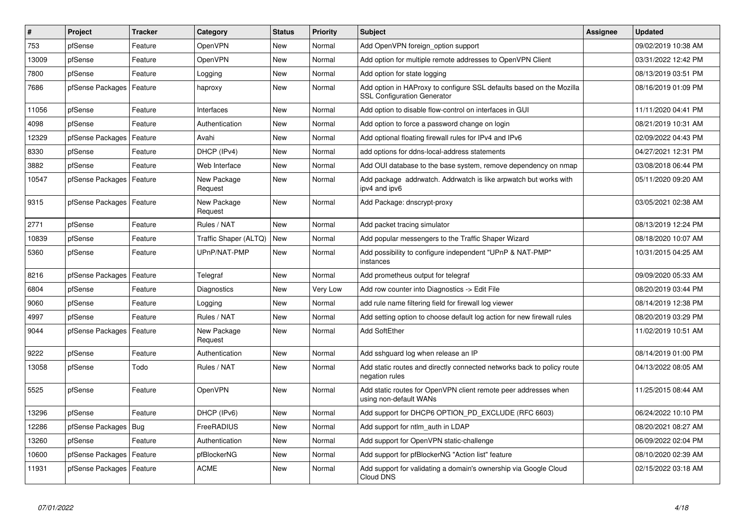| # | Project | Tracker | Category | Status | Priority | Subject | Assignee | Updated |
|---|---|---|---|---|---|---|---|---|
| 753 | pfSense | Feature | OpenVPN | New | Normal | Add OpenVPN foreign_option support | | 09/02/2019 10:38 AM |
| 13009 | pfSense | Feature | OpenVPN | New | Normal | Add option for multiple remote addresses to OpenVPN Client | | 03/31/2022 12:42 PM |
| 7800 | pfSense | Feature | Logging | New | Normal | Add option for state logging | | 08/13/2019 03:51 PM |
| 7686 | pfSense Packages | Feature | haproxy | New | Normal | Add option in HAProxy to configure SSL defaults based on the Mozilla SSL Configuration Generator | | 08/16/2019 01:09 PM |
| 11056 | pfSense | Feature | Interfaces | New | Normal | Add option to disable flow-control on interfaces in GUI | | 11/11/2020 04:41 PM |
| 4098 | pfSense | Feature | Authentication | New | Normal | Add option to force a password change on login | | 08/21/2019 10:31 AM |
| 12329 | pfSense Packages | Feature | Avahi | New | Normal | Add optional floating firewall rules for IPv4 and IPv6 | | 02/09/2022 04:43 PM |
| 8330 | pfSense | Feature | DHCP (IPv4) | New | Normal | add options for ddns-local-address statements | | 04/27/2021 12:31 PM |
| 3882 | pfSense | Feature | Web Interface | New | Normal | Add OUI database to the base system, remove dependency on nmap | | 03/08/2018 06:44 PM |
| 10547 | pfSense Packages | Feature | New Package Request | New | Normal | Add package addrwatch. Addrwatch is like arpwatch but works with ipv4 and ipv6 | | 05/11/2020 09:20 AM |
| 9315 | pfSense Packages | Feature | New Package Request | New | Normal | Add Package: dnscrypt-proxy | | 03/05/2021 02:38 AM |
| 2771 | pfSense | Feature | Rules / NAT | New | Normal | Add packet tracing simulator | | 08/13/2019 12:24 PM |
| 10839 | pfSense | Feature | Traffic Shaper (ALTQ) | New | Normal | Add popular messengers to the Traffic Shaper Wizard | | 08/18/2020 10:07 AM |
| 5360 | pfSense | Feature | UPnP/NAT-PMP | New | Normal | Add possibility to configure independent "UPnP & NAT-PMP" instances | | 10/31/2015 04:25 AM |
| 8216 | pfSense Packages | Feature | Telegraf | New | Normal | Add prometheus output for telegraf | | 09/09/2020 05:33 AM |
| 6804 | pfSense | Feature | Diagnostics | New | Very Low | Add row counter into Diagnostics -> Edit File | | 08/20/2019 03:44 PM |
| 9060 | pfSense | Feature | Logging | New | Normal | add rule name filtering field for firewall log viewer | | 08/14/2019 12:38 PM |
| 4997 | pfSense | Feature | Rules / NAT | New | Normal | Add setting option to choose default log action for new firewall rules | | 08/20/2019 03:29 PM |
| 9044 | pfSense Packages | Feature | New Package Request | New | Normal | Add SoftEther | | 11/02/2019 10:51 AM |
| 9222 | pfSense | Feature | Authentication | New | Normal | Add sshguard log when release an IP | | 08/14/2019 01:00 PM |
| 13058 | pfSense | Todo | Rules / NAT | New | Normal | Add static routes and directly connected networks back to policy route negation rules | | 04/13/2022 08:05 AM |
| 5525 | pfSense | Feature | OpenVPN | New | Normal | Add static routes for OpenVPN client remote peer addresses when using non-default WANs | | 11/25/2015 08:44 AM |
| 13296 | pfSense | Feature | DHCP (IPv6) | New | Normal | Add support for DHCP6 OPTION_PD_EXCLUDE (RFC 6603) | | 06/24/2022 10:10 PM |
| 12286 | pfSense Packages | Bug | FreeRADIUS | New | Normal | Add support for ntlm_auth in LDAP | | 08/20/2021 08:27 AM |
| 13260 | pfSense | Feature | Authentication | New | Normal | Add support for OpenVPN static-challenge | | 06/09/2022 02:04 PM |
| 10600 | pfSense Packages | Feature | pfBlockerNG | New | Normal | Add support for pfBlockerNG "Action list" feature | | 08/10/2020 02:39 AM |
| 11931 | pfSense Packages | Feature | ACME | New | Normal | Add support for validating a domain's ownership via Google Cloud Cloud DNS | | 02/15/2022 03:18 AM |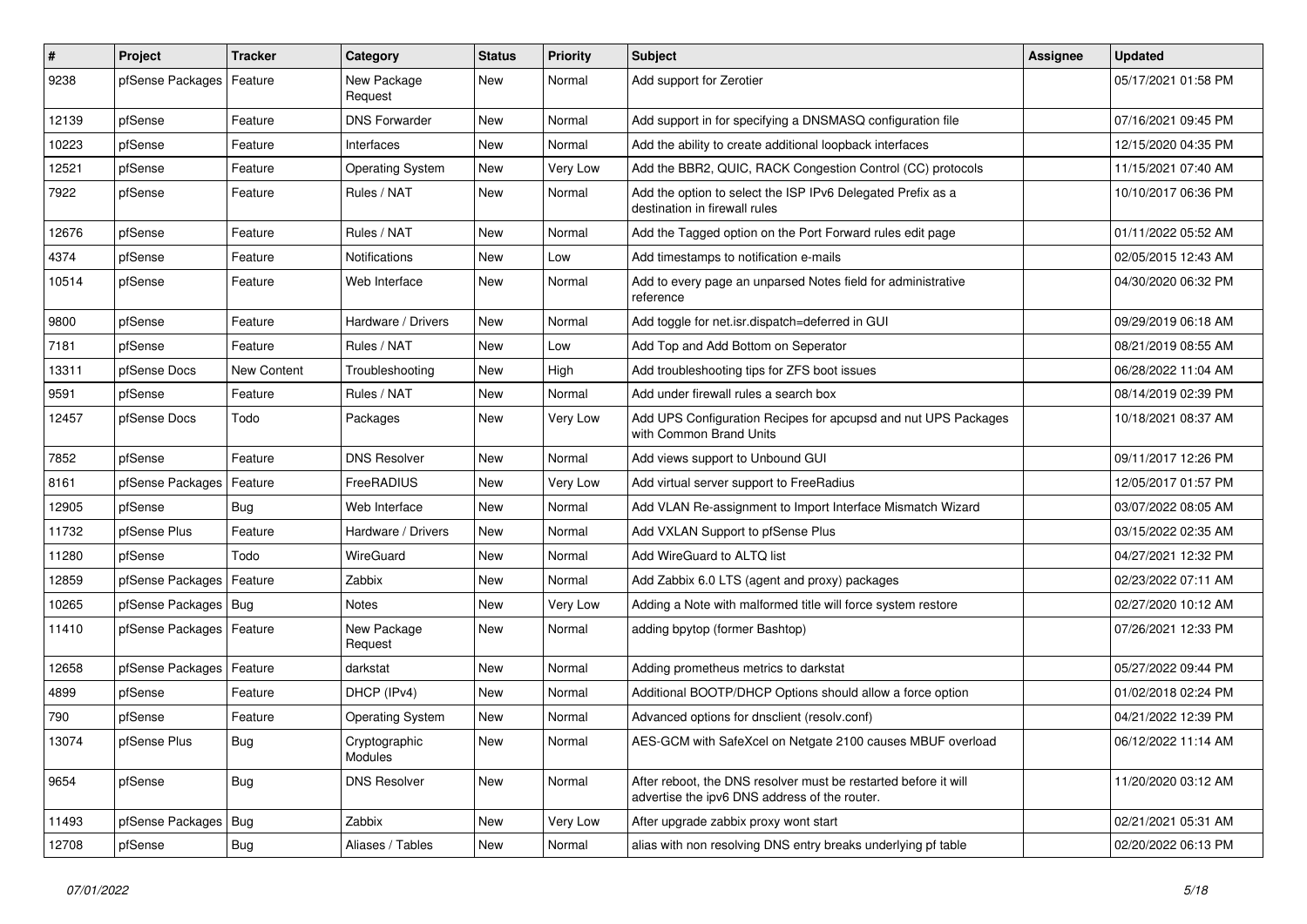| # | Project | Tracker | Category | Status | Priority | Subject | Assignee | Updated |
|---|---|---|---|---|---|---|---|---|
| 9238 | pfSense Packages | Feature | New Package Request | New | Normal | Add support for Zerotier | | 05/17/2021 01:58 PM |
| 12139 | pfSense | Feature | DNS Forwarder | New | Normal | Add support in for specifying a DNSMASQ configuration file | | 07/16/2021 09:45 PM |
| 10223 | pfSense | Feature | Interfaces | New | Normal | Add the ability to create additional loopback interfaces | | 12/15/2020 04:35 PM |
| 12521 | pfSense | Feature | Operating System | New | Very Low | Add the BBR2, QUIC, RACK Congestion Control (CC) protocols | | 11/15/2021 07:40 AM |
| 7922 | pfSense | Feature | Rules / NAT | New | Normal | Add the option to select the ISP IPv6 Delegated Prefix as a destination in firewall rules | | 10/10/2017 06:36 PM |
| 12676 | pfSense | Feature | Rules / NAT | New | Normal | Add the Tagged option on the Port Forward rules edit page | | 01/11/2022 05:52 AM |
| 4374 | pfSense | Feature | Notifications | New | Low | Add timestamps to notification e-mails | | 02/05/2015 12:43 AM |
| 10514 | pfSense | Feature | Web Interface | New | Normal | Add to every page an unparsed Notes field for administrative reference | | 04/30/2020 06:32 PM |
| 9800 | pfSense | Feature | Hardware / Drivers | New | Normal | Add toggle for net.isr.dispatch=deferred in GUI | | 09/29/2019 06:18 AM |
| 7181 | pfSense | Feature | Rules / NAT | New | Low | Add Top and Add Bottom on Seperator | | 08/21/2019 08:55 AM |
| 13311 | pfSense Docs | New Content | Troubleshooting | New | High | Add troubleshooting tips for ZFS boot issues | | 06/28/2022 11:04 AM |
| 9591 | pfSense | Feature | Rules / NAT | New | Normal | Add under firewall rules a search box | | 08/14/2019 02:39 PM |
| 12457 | pfSense Docs | Todo | Packages | New | Very Low | Add UPS Configuration Recipes for apcupsd and nut UPS Packages with Common Brand Units | | 10/18/2021 08:37 AM |
| 7852 | pfSense | Feature | DNS Resolver | New | Normal | Add views support to Unbound GUI | | 09/11/2017 12:26 PM |
| 8161 | pfSense Packages | Feature | FreeRADIUS | New | Very Low | Add virtual server support to FreeRadius | | 12/05/2017 01:57 PM |
| 12905 | pfSense | Bug | Web Interface | New | Normal | Add VLAN Re-assignment to Import Interface Mismatch Wizard | | 03/07/2022 08:05 AM |
| 11732 | pfSense Plus | Feature | Hardware / Drivers | New | Normal | Add VXLAN Support to pfSense Plus | | 03/15/2022 02:35 AM |
| 11280 | pfSense | Todo | WireGuard | New | Normal | Add WireGuard to ALTQ list | | 04/27/2021 12:32 PM |
| 12859 | pfSense Packages | Feature | Zabbix | New | Normal | Add Zabbix 6.0 LTS (agent and proxy) packages | | 02/23/2022 07:11 AM |
| 10265 | pfSense Packages | Bug | Notes | New | Very Low | Adding a Note with malformed title will force system restore | | 02/27/2020 10:12 AM |
| 11410 | pfSense Packages | Feature | New Package Request | New | Normal | adding bpytop (former Bashtop) | | 07/26/2021 12:33 PM |
| 12658 | pfSense Packages | Feature | darkstat | New | Normal | Adding prometheus metrics to darkstat | | 05/27/2022 09:44 PM |
| 4899 | pfSense | Feature | DHCP (IPv4) | New | Normal | Additional BOOTP/DHCP Options should allow a force option | | 01/02/2018 02:24 PM |
| 790 | pfSense | Feature | Operating System | New | Normal | Advanced options for dnsclient (resolv.conf) | | 04/21/2022 12:39 PM |
| 13074 | pfSense Plus | Bug | Cryptographic Modules | New | Normal | AES-GCM with SafeXcel on Netgate 2100 causes MBUF overload | | 06/12/2022 11:14 AM |
| 9654 | pfSense | Bug | DNS Resolver | New | Normal | After reboot, the DNS resolver must be restarted before it will advertise the ipv6 DNS address of the router. | | 11/20/2020 03:12 AM |
| 11493 | pfSense Packages | Bug | Zabbix | New | Very Low | After upgrade zabbix proxy wont start | | 02/21/2021 05:31 AM |
| 12708 | pfSense | Bug | Aliases / Tables | New | Normal | alias with non resolving DNS entry breaks underlying pf table | | 02/20/2022 06:13 PM |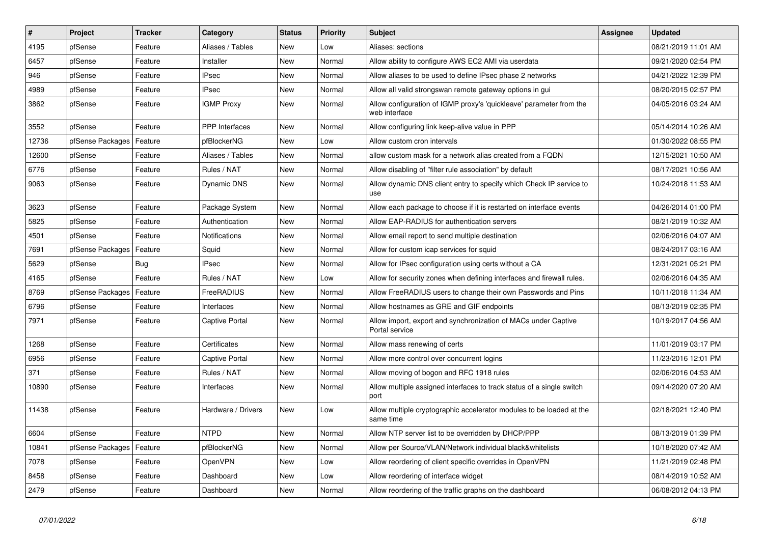| # | Project | Tracker | Category | Status | Priority | Subject | Assignee | Updated |
|---|---|---|---|---|---|---|---|---|
| 4195 | pfSense | Feature | Aliases / Tables | New | Low | Aliases: sections | | 08/21/2019 11:01 AM |
| 6457 | pfSense | Feature | Installer | New | Normal | Allow ability to configure AWS EC2 AMI via userdata | | 09/21/2020 02:54 PM |
| 946 | pfSense | Feature | IPsec | New | Normal | Allow aliases to be used to define IPsec phase 2 networks | | 04/21/2022 12:39 PM |
| 4989 | pfSense | Feature | IPsec | New | Normal | Allow all valid strongswan remote gateway options in gui | | 08/20/2015 02:57 PM |
| 3862 | pfSense | Feature | IGMP Proxy | New | Normal | Allow configuration of IGMP proxy's 'quickleave' parameter from the web interface | | 04/05/2016 03:24 AM |
| 3552 | pfSense | Feature | PPP Interfaces | New | Normal | Allow configuring link keep-alive value in PPP | | 05/14/2014 10:26 AM |
| 12736 | pfSense Packages | Feature | pfBlockerNG | New | Low | Allow custom cron intervals | | 01/30/2022 08:55 PM |
| 12600 | pfSense | Feature | Aliases / Tables | New | Normal | allow custom mask for a network alias created from a FQDN | | 12/15/2021 10:50 AM |
| 6776 | pfSense | Feature | Rules / NAT | New | Normal | Allow disabling of "filter rule association" by default | | 08/17/2021 10:56 AM |
| 9063 | pfSense | Feature | Dynamic DNS | New | Normal | Allow dynamic DNS client entry to specify which Check IP service to use | | 10/24/2018 11:53 AM |
| 3623 | pfSense | Feature | Package System | New | Normal | Allow each package to choose if it is restarted on interface events | | 04/26/2014 01:00 PM |
| 5825 | pfSense | Feature | Authentication | New | Normal | Allow EAP-RADIUS for authentication servers | | 08/21/2019 10:32 AM |
| 4501 | pfSense | Feature | Notifications | New | Normal | Allow email report to send multiple destination | | 02/06/2016 04:07 AM |
| 7691 | pfSense Packages | Feature | Squid | New | Normal | Allow for custom icap services for squid | | 08/24/2017 03:16 AM |
| 5629 | pfSense | Bug | IPsec | New | Normal | Allow for IPsec configuration using certs without a CA | | 12/31/2021 05:21 PM |
| 4165 | pfSense | Feature | Rules / NAT | New | Low | Allow for security zones when defining interfaces and firewall rules. | | 02/06/2016 04:35 AM |
| 8769 | pfSense Packages | Feature | FreeRADIUS | New | Normal | Allow FreeRADIUS users to change their own Passwords and Pins | | 10/11/2018 11:34 AM |
| 6796 | pfSense | Feature | Interfaces | New | Normal | Allow hostnames as GRE and GIF endpoints | | 08/13/2019 02:35 PM |
| 7971 | pfSense | Feature | Captive Portal | New | Normal | Allow import, export and synchronization of MACs under Captive Portal service | | 10/19/2017 04:56 AM |
| 1268 | pfSense | Feature | Certificates | New | Normal | Allow mass renewing of certs | | 11/01/2019 03:17 PM |
| 6956 | pfSense | Feature | Captive Portal | New | Normal | Allow more control over concurrent logins | | 11/23/2016 12:01 PM |
| 371 | pfSense | Feature | Rules / NAT | New | Normal | Allow moving of bogon and RFC 1918 rules | | 02/06/2016 04:53 AM |
| 10890 | pfSense | Feature | Interfaces | New | Normal | Allow multiple assigned interfaces to track status of a single switch port | | 09/14/2020 07:20 AM |
| 11438 | pfSense | Feature | Hardware / Drivers | New | Low | Allow multiple cryptographic accelerator modules to be loaded at the same time | | 02/18/2021 12:40 PM |
| 6604 | pfSense | Feature | NTPD | New | Normal | Allow NTP server list to be overridden by DHCP/PPP | | 08/13/2019 01:39 PM |
| 10841 | pfSense Packages | Feature | pfBlockerNG | New | Normal | Allow per Source/VLAN/Network individual black&whitelists | | 10/18/2020 07:42 AM |
| 7078 | pfSense | Feature | OpenVPN | New | Low | Allow reordering of client specific overrides in OpenVPN | | 11/21/2019 02:48 PM |
| 8458 | pfSense | Feature | Dashboard | New | Low | Allow reordering of interface widget | | 08/14/2019 10:52 AM |
| 2479 | pfSense | Feature | Dashboard | New | Normal | Allow reordering of the traffic graphs on the dashboard | | 06/08/2012 04:13 PM |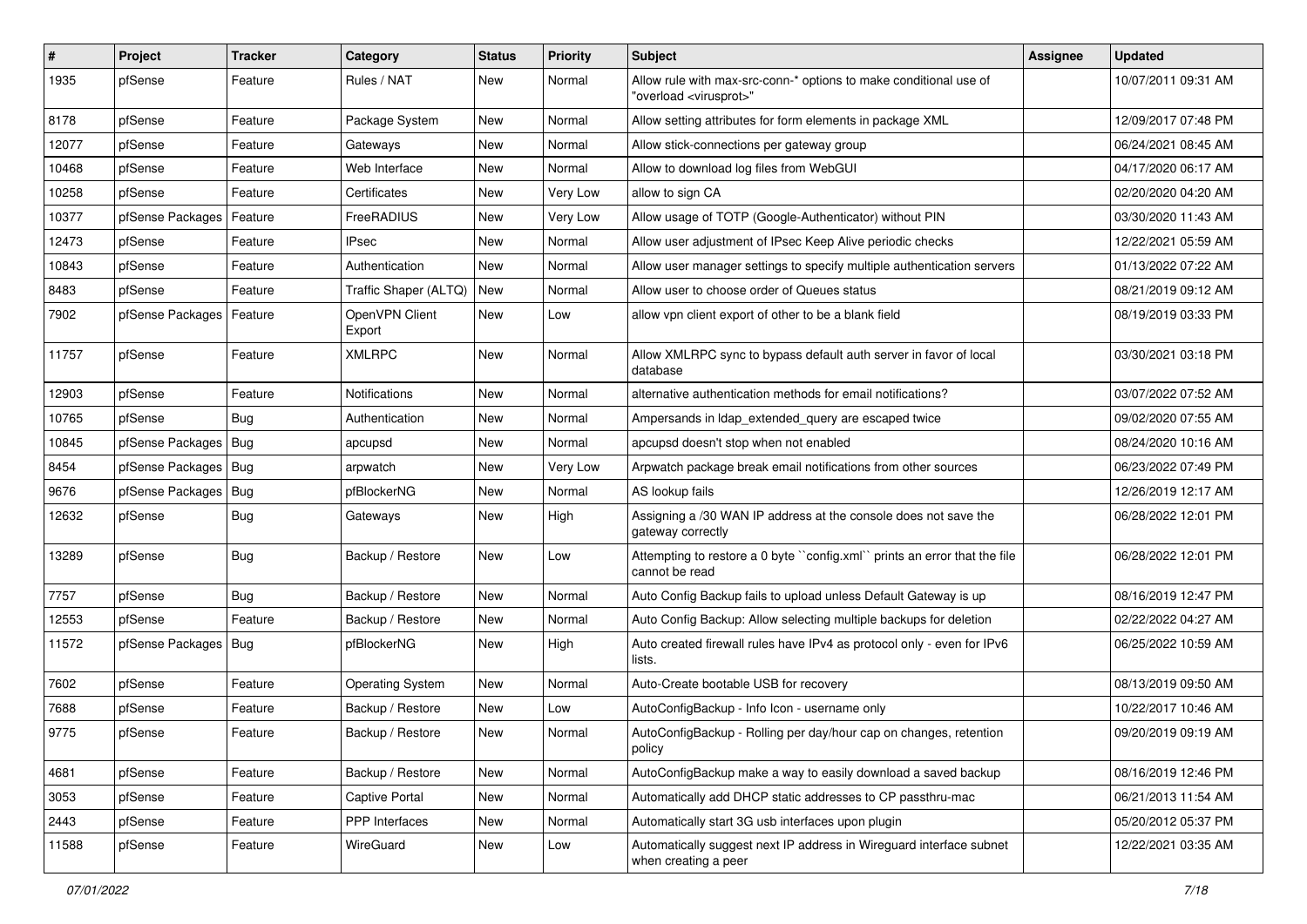| # | Project | Tracker | Category | Status | Priority | Subject | Assignee | Updated |
|---|---|---|---|---|---|---|---|---|
| 1935 | pfSense | Feature | Rules / NAT | New | Normal | Allow rule with max-src-conn-* options to make conditional use of "overload <virusprot>" | | 10/07/2011 09:31 AM |
| 8178 | pfSense | Feature | Package System | New | Normal | Allow setting attributes for form elements in package XML | | 12/09/2017 07:48 PM |
| 12077 | pfSense | Feature | Gateways | New | Normal | Allow stick-connections per gateway group | | 06/24/2021 08:45 AM |
| 10468 | pfSense | Feature | Web Interface | New | Normal | Allow to download log files from WebGUI | | 04/17/2020 06:17 AM |
| 10258 | pfSense | Feature | Certificates | New | Very Low | allow to sign CA | | 02/20/2020 04:20 AM |
| 10377 | pfSense Packages | Feature | FreeRADIUS | New | Very Low | Allow usage of TOTP (Google-Authenticator) without PIN | | 03/30/2020 11:43 AM |
| 12473 | pfSense | Feature | IPsec | New | Normal | Allow user adjustment of IPsec Keep Alive periodic checks | | 12/22/2021 05:59 AM |
| 10843 | pfSense | Feature | Authentication | New | Normal | Allow user manager settings to specify multiple authentication servers | | 01/13/2022 07:22 AM |
| 8483 | pfSense | Feature | Traffic Shaper (ALTQ) | New | Normal | Allow user to choose order of Queues status | | 08/21/2019 09:12 AM |
| 7902 | pfSense Packages | Feature | OpenVPN Client Export | New | Low | allow vpn client export of other to be a blank field | | 08/19/2019 03:33 PM |
| 11757 | pfSense | Feature | XMLRPC | New | Normal | Allow XMLRPC sync to bypass default auth server in favor of local database | | 03/30/2021 03:18 PM |
| 12903 | pfSense | Feature | Notifications | New | Normal | alternative authentication methods for email notifications? | | 03/07/2022 07:52 AM |
| 10765 | pfSense | Bug | Authentication | New | Normal | Ampersands in ldap_extended_query are escaped twice | | 09/02/2020 07:55 AM |
| 10845 | pfSense Packages | Bug | apcupsd | New | Normal | apcupsd doesn't stop when not enabled | | 08/24/2020 10:16 AM |
| 8454 | pfSense Packages | Bug | arpwatch | New | Very Low | Arpwatch package break email notifications from other sources | | 06/23/2022 07:49 PM |
| 9676 | pfSense Packages | Bug | pfBlockerNG | New | Normal | AS lookup fails | | 12/26/2019 12:17 AM |
| 12632 | pfSense | Bug | Gateways | New | High | Assigning a /30 WAN IP address at the console does not save the gateway correctly | | 06/28/2022 12:01 PM |
| 13289 | pfSense | Bug | Backup / Restore | New | Low | Attempting to restore a 0 byte ``config.xml`` prints an error that the file cannot be read | | 06/28/2022 12:01 PM |
| 7757 | pfSense | Bug | Backup / Restore | New | Normal | Auto Config Backup fails to upload unless Default Gateway is up | | 08/16/2019 12:47 PM |
| 12553 | pfSense | Feature | Backup / Restore | New | Normal | Auto Config Backup: Allow selecting multiple backups for deletion | | 02/22/2022 04:27 AM |
| 11572 | pfSense Packages | Bug | pfBlockerNG | New | High | Auto created firewall rules have IPv4 as protocol only - even for IPv6 lists. | | 06/25/2022 10:59 AM |
| 7602 | pfSense | Feature | Operating System | New | Normal | Auto-Create bootable USB for recovery | | 08/13/2019 09:50 AM |
| 7688 | pfSense | Feature | Backup / Restore | New | Low | AutoConfigBackup - Info Icon - username only | | 10/22/2017 10:46 AM |
| 9775 | pfSense | Feature | Backup / Restore | New | Normal | AutoConfigBackup - Rolling per day/hour cap on changes, retention policy | | 09/20/2019 09:19 AM |
| 4681 | pfSense | Feature | Backup / Restore | New | Normal | AutoConfigBackup make a way to easily download a saved backup | | 08/16/2019 12:46 PM |
| 3053 | pfSense | Feature | Captive Portal | New | Normal | Automatically add DHCP static addresses to CP passthru-mac | | 06/21/2013 11:54 AM |
| 2443 | pfSense | Feature | PPP Interfaces | New | Normal | Automatically start 3G usb interfaces upon plugin | | 05/20/2012 05:37 PM |
| 11588 | pfSense | Feature | WireGuard | New | Low | Automatically suggest next IP address in Wireguard interface subnet when creating a peer | | 12/22/2021 03:35 AM |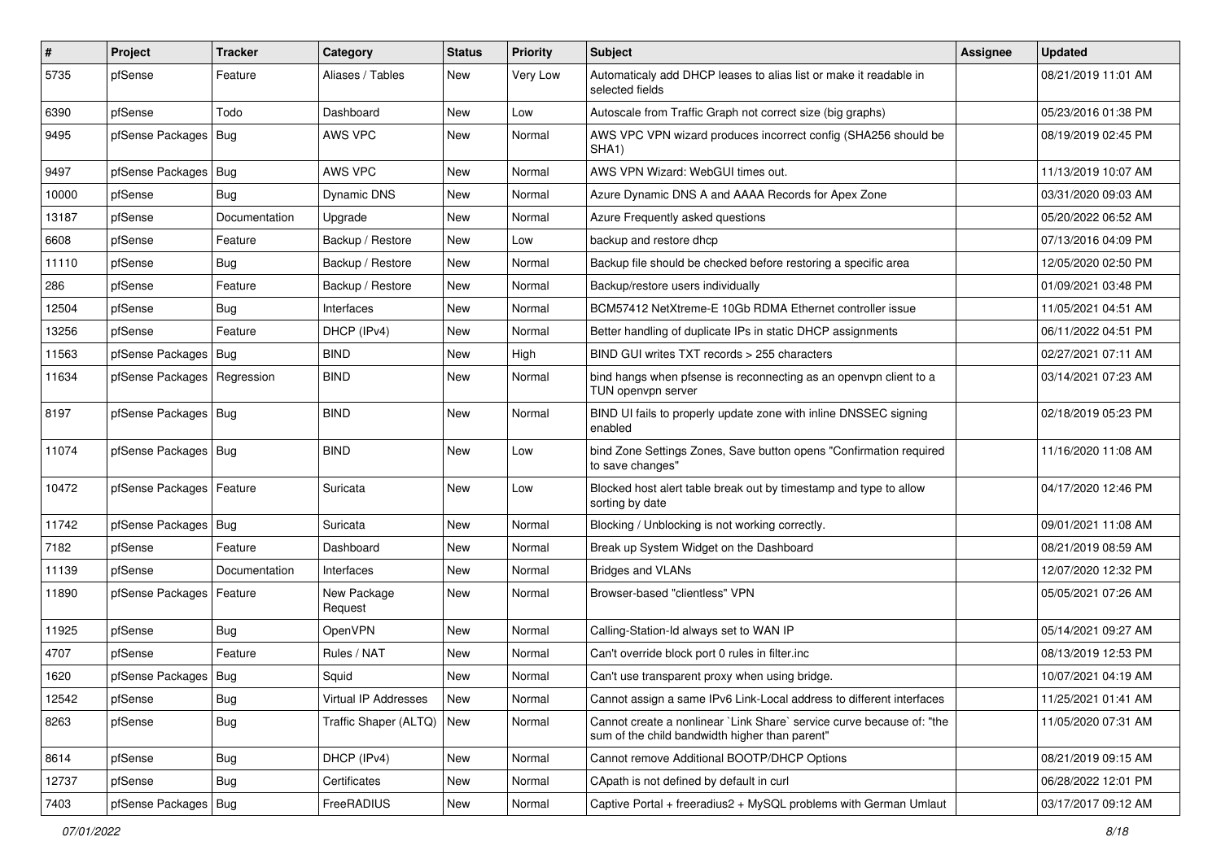| # | Project | Tracker | Category | Status | Priority | Subject | Assignee | Updated |
|---|---|---|---|---|---|---|---|---|
| 5735 | pfSense | Feature | Aliases / Tables | New | Very Low | Automaticaly add DHCP leases to alias list or make it readable in selected fields | | 08/21/2019 11:01 AM |
| 6390 | pfSense | Todo | Dashboard | New | Low | Autoscale from Traffic Graph not correct size (big graphs) | | 05/23/2016 01:38 PM |
| 9495 | pfSense Packages | Bug | AWS VPC | New | Normal | AWS VPC VPN wizard produces incorrect config (SHA256 should be SHA1) | | 08/19/2019 02:45 PM |
| 9497 | pfSense Packages | Bug | AWS VPC | New | Normal | AWS VPN Wizard: WebGUI times out. | | 11/13/2019 10:07 AM |
| 10000 | pfSense | Bug | Dynamic DNS | New | Normal | Azure Dynamic DNS A and AAAA Records for Apex Zone | | 03/31/2020 09:03 AM |
| 13187 | pfSense | Documentation | Upgrade | New | Normal | Azure Frequently asked questions | | 05/20/2022 06:52 AM |
| 6608 | pfSense | Feature | Backup / Restore | New | Low | backup and restore dhcp | | 07/13/2016 04:09 PM |
| 11110 | pfSense | Bug | Backup / Restore | New | Normal | Backup file should be checked before restoring a specific area | | 12/05/2020 02:50 PM |
| 286 | pfSense | Feature | Backup / Restore | New | Normal | Backup/restore users individually | | 01/09/2021 03:48 PM |
| 12504 | pfSense | Bug | Interfaces | New | Normal | BCM57412 NetXtreme-E 10Gb RDMA Ethernet controller issue | | 11/05/2021 04:51 AM |
| 13256 | pfSense | Feature | DHCP (IPv4) | New | Normal | Better handling of duplicate IPs in static DHCP assignments | | 06/11/2022 04:51 PM |
| 11563 | pfSense Packages | Bug | BIND | New | High | BIND GUI writes TXT records > 255 characters | | 02/27/2021 07:11 AM |
| 11634 | pfSense Packages | Regression | BIND | New | Normal | bind hangs when pfsense is reconnecting as an openvpn client to a TUN openvpn server | | 03/14/2021 07:23 AM |
| 8197 | pfSense Packages | Bug | BIND | New | Normal | BIND UI fails to properly update zone with inline DNSSEC signing enabled | | 02/18/2019 05:23 PM |
| 11074 | pfSense Packages | Bug | BIND | New | Low | bind Zone Settings Zones, Save button opens "Confirmation required to save changes" | | 11/16/2020 11:08 AM |
| 10472 | pfSense Packages | Feature | Suricata | New | Low | Blocked host alert table break out by timestamp and type to allow sorting by date | | 04/17/2020 12:46 PM |
| 11742 | pfSense Packages | Bug | Suricata | New | Normal | Blocking / Unblocking is not working correctly. | | 09/01/2021 11:08 AM |
| 7182 | pfSense | Feature | Dashboard | New | Normal | Break up System Widget on the Dashboard | | 08/21/2019 08:59 AM |
| 11139 | pfSense | Documentation | Interfaces | New | Normal | Bridges and VLANs | | 12/07/2020 12:32 PM |
| 11890 | pfSense Packages | Feature | New Package Request | New | Normal | Browser-based "clientless" VPN | | 05/05/2021 07:26 AM |
| 11925 | pfSense | Bug | OpenVPN | New | Normal | Calling-Station-Id always set to WAN IP | | 05/14/2021 09:27 AM |
| 4707 | pfSense | Feature | Rules / NAT | New | Normal | Can't override block port 0 rules in filter.inc | | 08/13/2019 12:53 PM |
| 1620 | pfSense Packages | Bug | Squid | New | Normal | Can't use transparent proxy when using bridge. | | 10/07/2021 04:19 AM |
| 12542 | pfSense | Bug | Virtual IP Addresses | New | Normal | Cannot assign a same IPv6 Link-Local address to different interfaces | | 11/25/2021 01:41 AM |
| 8263 | pfSense | Bug | Traffic Shaper (ALTQ) | New | Normal | Cannot create a nonlinear `Link Share` service curve because of: "the sum of the child bandwidth higher than parent" | | 11/05/2020 07:31 AM |
| 8614 | pfSense | Bug | DHCP (IPv4) | New | Normal | Cannot remove Additional BOOTP/DHCP Options | | 08/21/2019 09:15 AM |
| 12737 | pfSense | Bug | Certificates | New | Normal | CApath is not defined by default in curl | | 06/28/2022 12:01 PM |
| 7403 | pfSense Packages | Bug | FreeRADIUS | New | Normal | Captive Portal + freeradius2 + MySQL problems with German Umlaut | | 03/17/2017 09:12 AM |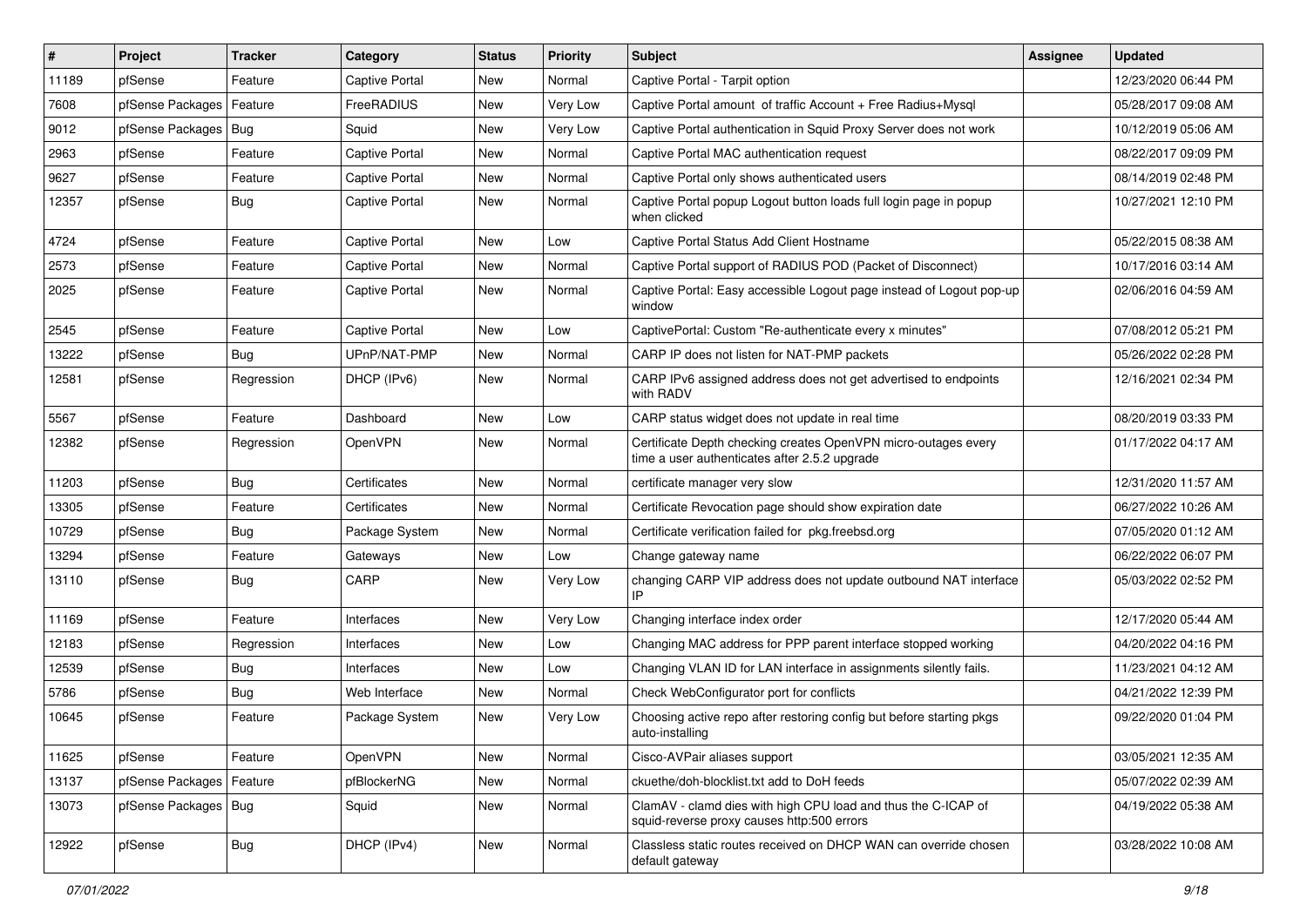| # | Project | Tracker | Category | Status | Priority | Subject | Assignee | Updated |
|---|---|---|---|---|---|---|---|---|
| 11189 | pfSense | Feature | Captive Portal | New | Normal | Captive Portal - Tarpit option | | 12/23/2020 06:44 PM |
| 7608 | pfSense Packages | Feature | FreeRADIUS | New | Very Low | Captive Portal amount  of traffic Account + Free Radius+Mysql | | 05/28/2017 09:08 AM |
| 9012 | pfSense Packages | Bug | Squid | New | Very Low | Captive Portal authentication in Squid Proxy Server does not work | | 10/12/2019 05:06 AM |
| 2963 | pfSense | Feature | Captive Portal | New | Normal | Captive Portal MAC authentication request | | 08/22/2017 09:09 PM |
| 9627 | pfSense | Feature | Captive Portal | New | Normal | Captive Portal only shows authenticated users | | 08/14/2019 02:48 PM |
| 12357 | pfSense | Bug | Captive Portal | New | Normal | Captive Portal popup Logout button loads full login page in popup when clicked | | 10/27/2021 12:10 PM |
| 4724 | pfSense | Feature | Captive Portal | New | Low | Captive Portal Status Add Client Hostname | | 05/22/2015 08:38 AM |
| 2573 | pfSense | Feature | Captive Portal | New | Normal | Captive Portal support of RADIUS POD (Packet of Disconnect) | | 10/17/2016 03:14 AM |
| 2025 | pfSense | Feature | Captive Portal | New | Normal | Captive Portal: Easy accessible Logout page instead of Logout pop-up window | | 02/06/2016 04:59 AM |
| 2545 | pfSense | Feature | Captive Portal | New | Low | CaptivePortal: Custom "Re-authenticate every x minutes" | | 07/08/2012 05:21 PM |
| 13222 | pfSense | Bug | UPnP/NAT-PMP | New | Normal | CARP IP does not listen for NAT-PMP packets | | 05/26/2022 02:28 PM |
| 12581 | pfSense | Regression | DHCP (IPv6) | New | Normal | CARP IPv6 assigned address does not get advertised to endpoints with RADV | | 12/16/2021 02:34 PM |
| 5567 | pfSense | Feature | Dashboard | New | Low | CARP status widget does not update in real time | | 08/20/2019 03:33 PM |
| 12382 | pfSense | Regression | OpenVPN | New | Normal | Certificate Depth checking creates OpenVPN micro-outages every time a user authenticates after 2.5.2 upgrade | | 01/17/2022 04:17 AM |
| 11203 | pfSense | Bug | Certificates | New | Normal | certificate manager very slow | | 12/31/2020 11:57 AM |
| 13305 | pfSense | Feature | Certificates | New | Normal | Certificate Revocation page should show expiration date | | 06/27/2022 10:26 AM |
| 10729 | pfSense | Bug | Package System | New | Normal | Certificate verification failed for  pkg.freebsd.org | | 07/05/2020 01:12 AM |
| 13294 | pfSense | Feature | Gateways | New | Low | Change gateway name | | 06/22/2022 06:07 PM |
| 13110 | pfSense | Bug | CARP | New | Very Low | changing CARP VIP address does not update outbound NAT interface IP | | 05/03/2022 02:52 PM |
| 11169 | pfSense | Feature | Interfaces | New | Very Low | Changing interface index order | | 12/17/2020 05:44 AM |
| 12183 | pfSense | Regression | Interfaces | New | Low | Changing MAC address for PPP parent interface stopped working | | 04/20/2022 04:16 PM |
| 12539 | pfSense | Bug | Interfaces | New | Low | Changing VLAN ID for LAN interface in assignments silently fails. | | 11/23/2021 04:12 AM |
| 5786 | pfSense | Bug | Web Interface | New | Normal | Check WebConfigurator port for conflicts | | 04/21/2022 12:39 PM |
| 10645 | pfSense | Feature | Package System | New | Very Low | Choosing active repo after restoring config but before starting pkgs auto-installing | | 09/22/2020 01:04 PM |
| 11625 | pfSense | Feature | OpenVPN | New | Normal | Cisco-AVPair aliases support | | 03/05/2021 12:35 AM |
| 13137 | pfSense Packages | Feature | pfBlockerNG | New | Normal | ckuethe/doh-blocklist.txt add to DoH feeds | | 05/07/2022 02:39 AM |
| 13073 | pfSense Packages | Bug | Squid | New | Normal | ClamAV - clamd dies with high CPU load and thus the C-ICAP of squid-reverse proxy causes http:500 errors | | 04/19/2022 05:38 AM |
| 12922 | pfSense | Bug | DHCP (IPv4) | New | Normal | Classless static routes received on DHCP WAN can override chosen default gateway | | 03/28/2022 10:08 AM |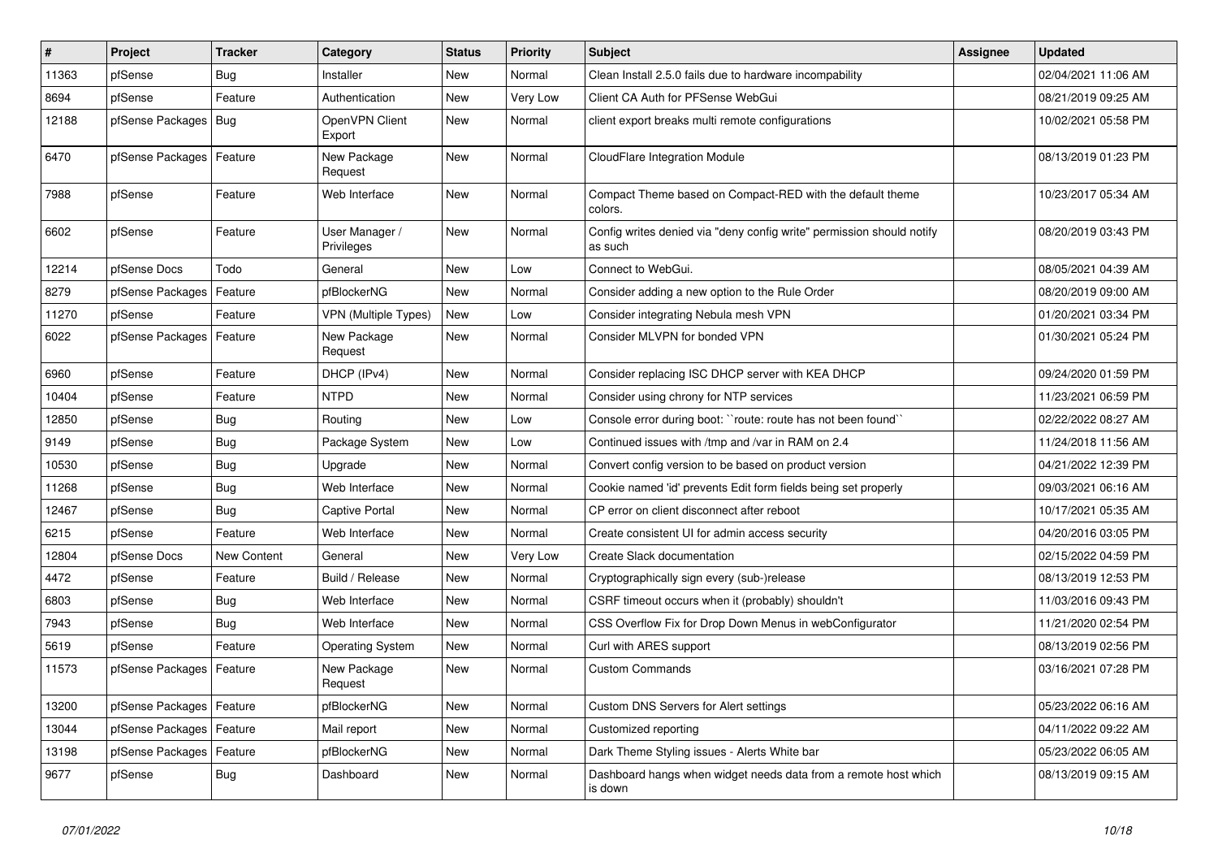| # | Project | Tracker | Category | Status | Priority | Subject | Assignee | Updated |
|---|---|---|---|---|---|---|---|---|
| 11363 | pfSense | Bug | Installer | New | Normal | Clean Install 2.5.0 fails due to hardware incompability | | 02/04/2021 11:06 AM |
| 8694 | pfSense | Feature | Authentication | New | Very Low | Client CA Auth for PFSense WebGui | | 08/21/2019 09:25 AM |
| 12188 | pfSense Packages | Bug | OpenVPN Client Export | New | Normal | client export breaks multi remote configurations | | 10/02/2021 05:58 PM |
| 6470 | pfSense Packages | Feature | New Package Request | New | Normal | CloudFlare Integration Module | | 08/13/2019 01:23 PM |
| 7988 | pfSense | Feature | Web Interface | New | Normal | Compact Theme based on Compact-RED with the default theme colors. | | 10/23/2017 05:34 AM |
| 6602 | pfSense | Feature | User Manager / Privileges | New | Normal | Config writes denied via "deny config write" permission should notify as such | | 08/20/2019 03:43 PM |
| 12214 | pfSense Docs | Todo | General | New | Low | Connect to WebGui. | | 08/05/2021 04:39 AM |
| 8279 | pfSense Packages | Feature | pfBlockerNG | New | Normal | Consider adding a new option to the Rule Order | | 08/20/2019 09:00 AM |
| 11270 | pfSense | Feature | VPN (Multiple Types) | New | Low | Consider integrating Nebula mesh VPN | | 01/20/2021 03:34 PM |
| 6022 | pfSense Packages | Feature | New Package Request | New | Normal | Consider MLVPN for bonded VPN | | 01/30/2021 05:24 PM |
| 6960 | pfSense | Feature | DHCP (IPv4) | New | Normal | Consider replacing ISC DHCP server with KEA DHCP | | 09/24/2020 01:59 PM |
| 10404 | pfSense | Feature | NTPD | New | Normal | Consider using chrony for NTP services | | 11/23/2021 06:59 PM |
| 12850 | pfSense | Bug | Routing | New | Low | Console error during boot: ``route: route has not been found`` | | 02/22/2022 08:27 AM |
| 9149 | pfSense | Bug | Package System | New | Low | Continued issues with /tmp and /var in RAM on 2.4 | | 11/24/2018 11:56 AM |
| 10530 | pfSense | Bug | Upgrade | New | Normal | Convert config version to be based on product version | | 04/21/2022 12:39 PM |
| 11268 | pfSense | Bug | Web Interface | New | Normal | Cookie named 'id' prevents Edit form fields being set properly | | 09/03/2021 06:16 AM |
| 12467 | pfSense | Bug | Captive Portal | New | Normal | CP error on client disconnect after reboot | | 10/17/2021 05:35 AM |
| 6215 | pfSense | Feature | Web Interface | New | Normal | Create consistent UI for admin access security | | 04/20/2016 03:05 PM |
| 12804 | pfSense Docs | New Content | General | New | Very Low | Create Slack documentation | | 02/15/2022 04:59 PM |
| 4472 | pfSense | Feature | Build / Release | New | Normal | Cryptographically sign every (sub-)release | | 08/13/2019 12:53 PM |
| 6803 | pfSense | Bug | Web Interface | New | Normal | CSRF timeout occurs when it (probably) shouldn't | | 11/03/2016 09:43 PM |
| 7943 | pfSense | Bug | Web Interface | New | Normal | CSS Overflow Fix for Drop Down Menus in webConfigurator | | 11/21/2020 02:54 PM |
| 5619 | pfSense | Feature | Operating System | New | Normal | Curl with ARES support | | 08/13/2019 02:56 PM |
| 11573 | pfSense Packages | Feature | New Package Request | New | Normal | Custom Commands | | 03/16/2021 07:28 PM |
| 13200 | pfSense Packages | Feature | pfBlockerNG | New | Normal | Custom DNS Servers for Alert settings | | 05/23/2022 06:16 AM |
| 13044 | pfSense Packages | Feature | Mail report | New | Normal | Customized reporting | | 04/11/2022 09:22 AM |
| 13198 | pfSense Packages | Feature | pfBlockerNG | New | Normal | Dark Theme Styling issues - Alerts White bar | | 05/23/2022 06:05 AM |
| 9677 | pfSense | Bug | Dashboard | New | Normal | Dashboard hangs when widget needs data from a remote host which is down | | 08/13/2019 09:15 AM |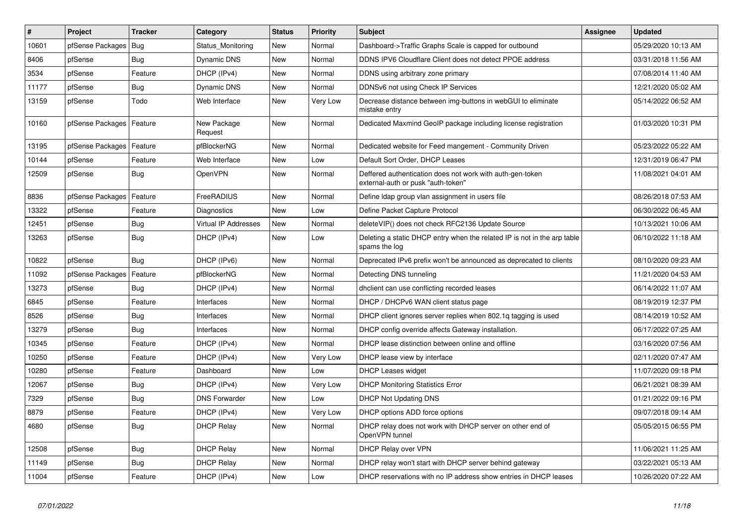| # | Project | Tracker | Category | Status | Priority | Subject | Assignee | Updated |
|---|---|---|---|---|---|---|---|---|
| 10601 | pfSense Packages | Bug | Status_Monitoring | New | Normal | Dashboard->Traffic Graphs Scale is capped for outbound | | 05/29/2020 10:13 AM |
| 8406 | pfSense | Bug | Dynamic DNS | New | Normal | DDNS IPV6 Cloudflare Client does not detect PPOE address | | 03/31/2018 11:56 AM |
| 3534 | pfSense | Feature | DHCP (IPv4) | New | Normal | DDNS using arbitrary zone primary | | 07/08/2014 11:40 AM |
| 11177 | pfSense | Bug | Dynamic DNS | New | Normal | DDNSv6 not using Check IP Services | | 12/21/2020 05:02 AM |
| 13159 | pfSense | Todo | Web Interface | New | Very Low | Decrease distance between img-buttons in webGUI to eliminate mistake entry | | 05/14/2022 06:52 AM |
| 10160 | pfSense Packages | Feature | New Package Request | New | Normal | Dedicated Maxmind GeoIP package including license registration | | 01/03/2020 10:31 PM |
| 13195 | pfSense Packages | Feature | pfBlockerNG | New | Normal | Dedicated website for Feed mangement - Community Driven | | 05/23/2022 05:22 AM |
| 10144 | pfSense | Feature | Web Interface | New | Low | Default Sort Order, DHCP Leases | | 12/31/2019 06:47 PM |
| 12509 | pfSense | Bug | OpenVPN | New | Normal | Deffered authentication does not work with auth-gen-token external-auth or pusk "auth-token" | | 11/08/2021 04:01 AM |
| 8836 | pfSense Packages | Feature | FreeRADIUS | New | Normal | Define ldap group vlan assignment in users file | | 08/26/2018 07:53 AM |
| 13322 | pfSense | Feature | Diagnostics | New | Low | Define Packet Capture Protocol | | 06/30/2022 06:45 AM |
| 12451 | pfSense | Bug | Virtual IP Addresses | New | Normal | deleteVIP() does not check RFC2136 Update Source | | 10/13/2021 10:06 AM |
| 13263 | pfSense | Bug | DHCP (IPv4) | New | Low | Deleting a static DHCP entry when the related IP is not in the arp table spams the log | | 06/10/2022 11:18 AM |
| 10822 | pfSense | Bug | DHCP (IPv6) | New | Normal | Deprecated IPv6 prefix won't be announced as deprecated to clients | | 08/10/2020 09:23 AM |
| 11092 | pfSense Packages | Feature | pfBlockerNG | New | Normal | Detecting DNS tunneling | | 11/21/2020 04:53 AM |
| 13273 | pfSense | Bug | DHCP (IPv4) | New | Normal | dhclient can use conflicting recorded leases | | 06/14/2022 11:07 AM |
| 6845 | pfSense | Feature | Interfaces | New | Normal | DHCP / DHCPv6 WAN client status page | | 08/19/2019 12:37 PM |
| 8526 | pfSense | Bug | Interfaces | New | Normal | DHCP client ignores server replies when 802.1q tagging is used | | 08/14/2019 10:52 AM |
| 13279 | pfSense | Bug | Interfaces | New | Normal | DHCP config override affects Gateway installation. | | 06/17/2022 07:25 AM |
| 10345 | pfSense | Feature | DHCP (IPv4) | New | Normal | DHCP lease distinction between online and offline | | 03/16/2020 07:56 AM |
| 10250 | pfSense | Feature | DHCP (IPv4) | New | Very Low | DHCP lease view by interface | | 02/11/2020 07:47 AM |
| 10280 | pfSense | Feature | Dashboard | New | Low | DHCP Leases widget | | 11/07/2020 09:18 PM |
| 12067 | pfSense | Bug | DHCP (IPv4) | New | Very Low | DHCP Monitoring Statistics Error | | 06/21/2021 08:39 AM |
| 7329 | pfSense | Bug | DNS Forwarder | New | Low | DHCP Not Updating DNS | | 01/21/2022 09:16 PM |
| 8879 | pfSense | Feature | DHCP (IPv4) | New | Very Low | DHCP options ADD force options | | 09/07/2018 09:14 AM |
| 4680 | pfSense | Bug | DHCP Relay | New | Normal | DHCP relay does not work with DHCP server on other end of OpenVPN tunnel | | 05/05/2015 06:55 PM |
| 12508 | pfSense | Bug | DHCP Relay | New | Normal | DHCP Relay over VPN | | 11/06/2021 11:25 AM |
| 11149 | pfSense | Bug | DHCP Relay | New | Normal | DHCP relay won't start with DHCP server behind gateway | | 03/22/2021 05:13 AM |
| 11004 | pfSense | Feature | DHCP (IPv4) | New | Low | DHCP reservations with no IP address show entries in DHCP leases | | 10/26/2020 07:22 AM |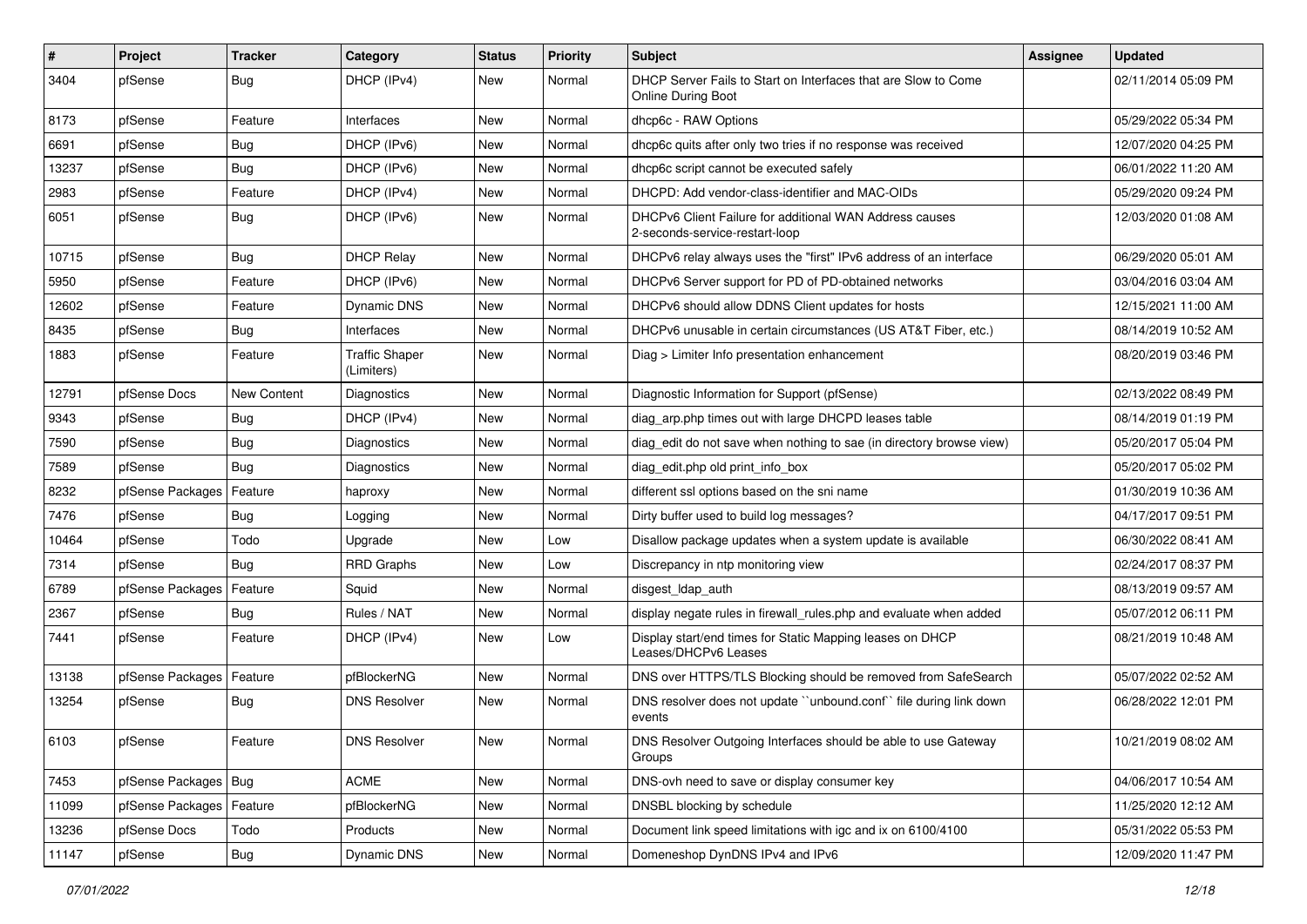| # | Project | Tracker | Category | Status | Priority | Subject | Assignee | Updated |
|---|---|---|---|---|---|---|---|---|
| 3404 | pfSense | Bug | DHCP (IPv4) | New | Normal | DHCP Server Fails to Start on Interfaces that are Slow to Come Online During Boot | | 02/11/2014 05:09 PM |
| 8173 | pfSense | Feature | Interfaces | New | Normal | dhcp6c - RAW Options | | 05/29/2022 05:34 PM |
| 6691 | pfSense | Bug | DHCP (IPv6) | New | Normal | dhcp6c quits after only two tries if no response was received | | 12/07/2020 04:25 PM |
| 13237 | pfSense | Bug | DHCP (IPv6) | New | Normal | dhcp6c script cannot be executed safely | | 06/01/2022 11:20 AM |
| 2983 | pfSense | Feature | DHCP (IPv4) | New | Normal | DHCPD: Add vendor-class-identifier and MAC-OIDs | | 05/29/2020 09:24 PM |
| 6051 | pfSense | Bug | DHCP (IPv6) | New | Normal | DHCPv6 Client Failure for additional WAN Address causes 2-seconds-service-restart-loop | | 12/03/2020 01:08 AM |
| 10715 | pfSense | Bug | DHCP Relay | New | Normal | DHCPv6 relay always uses the "first" IPv6 address of an interface | | 06/29/2020 05:01 AM |
| 5950 | pfSense | Feature | DHCP (IPv6) | New | Normal | DHCPv6 Server support for PD of PD-obtained networks | | 03/04/2016 03:04 AM |
| 12602 | pfSense | Feature | Dynamic DNS | New | Normal | DHCPv6 should allow DDNS Client updates for hosts | | 12/15/2021 11:00 AM |
| 8435 | pfSense | Bug | Interfaces | New | Normal | DHCPv6 unusable in certain circumstances (US AT&T Fiber, etc.) | | 08/14/2019 10:52 AM |
| 1883 | pfSense | Feature | Traffic Shaper (Limiters) | New | Normal | Diag > Limiter Info presentation enhancement | | 08/20/2019 03:46 PM |
| 12791 | pfSense Docs | New Content | Diagnostics | New | Normal | Diagnostic Information for Support (pfSense) | | 02/13/2022 08:49 PM |
| 9343 | pfSense | Bug | DHCP (IPv4) | New | Normal | diag_arp.php times out with large DHCPD leases table | | 08/14/2019 01:19 PM |
| 7590 | pfSense | Bug | Diagnostics | New | Normal | diag_edit do not save when nothing to sae (in directory browse view) | | 05/20/2017 05:04 PM |
| 7589 | pfSense | Bug | Diagnostics | New | Normal | diag_edit.php old print_info_box | | 05/20/2017 05:02 PM |
| 8232 | pfSense Packages | Feature | haproxy | New | Normal | different ssl options based on the sni name | | 01/30/2019 10:36 AM |
| 7476 | pfSense | Bug | Logging | New | Normal | Dirty buffer used to build log messages? | | 04/17/2017 09:51 PM |
| 10464 | pfSense | Todo | Upgrade | New | Low | Disallow package updates when a system update is available | | 06/30/2022 08:41 AM |
| 7314 | pfSense | Bug | RRD Graphs | New | Low | Discrepancy in ntp monitoring view | | 02/24/2017 08:37 PM |
| 6789 | pfSense Packages | Feature | Squid | New | Normal | disgest_ldap_auth | | 08/13/2019 09:57 AM |
| 2367 | pfSense | Bug | Rules / NAT | New | Normal | display negate rules in firewall_rules.php and evaluate when added | | 05/07/2012 06:11 PM |
| 7441 | pfSense | Feature | DHCP (IPv4) | New | Low | Display start/end times for Static Mapping leases on DHCP Leases/DHCPv6 Leases | | 08/21/2019 10:48 AM |
| 13138 | pfSense Packages | Feature | pfBlockerNG | New | Normal | DNS over HTTPS/TLS Blocking should be removed from SafeSearch | | 05/07/2022 02:52 AM |
| 13254 | pfSense | Bug | DNS Resolver | New | Normal | DNS resolver does not update ``unbound.conf`` file during link down events | | 06/28/2022 12:01 PM |
| 6103 | pfSense | Feature | DNS Resolver | New | Normal | DNS Resolver Outgoing Interfaces should be able to use Gateway Groups | | 10/21/2019 08:02 AM |
| 7453 | pfSense Packages | Bug | ACME | New | Normal | DNS-ovh need to save or display consumer key | | 04/06/2017 10:54 AM |
| 11099 | pfSense Packages | Feature | pfBlockerNG | New | Normal | DNSBL blocking by schedule | | 11/25/2020 12:12 AM |
| 13236 | pfSense Docs | Todo | Products | New | Normal | Document link speed limitations with igc and ix on 6100/4100 | | 05/31/2022 05:53 PM |
| 11147 | pfSense | Bug | Dynamic DNS | New | Normal | Domeneshop DynDNS IPv4 and IPv6 | | 12/09/2020 11:47 PM |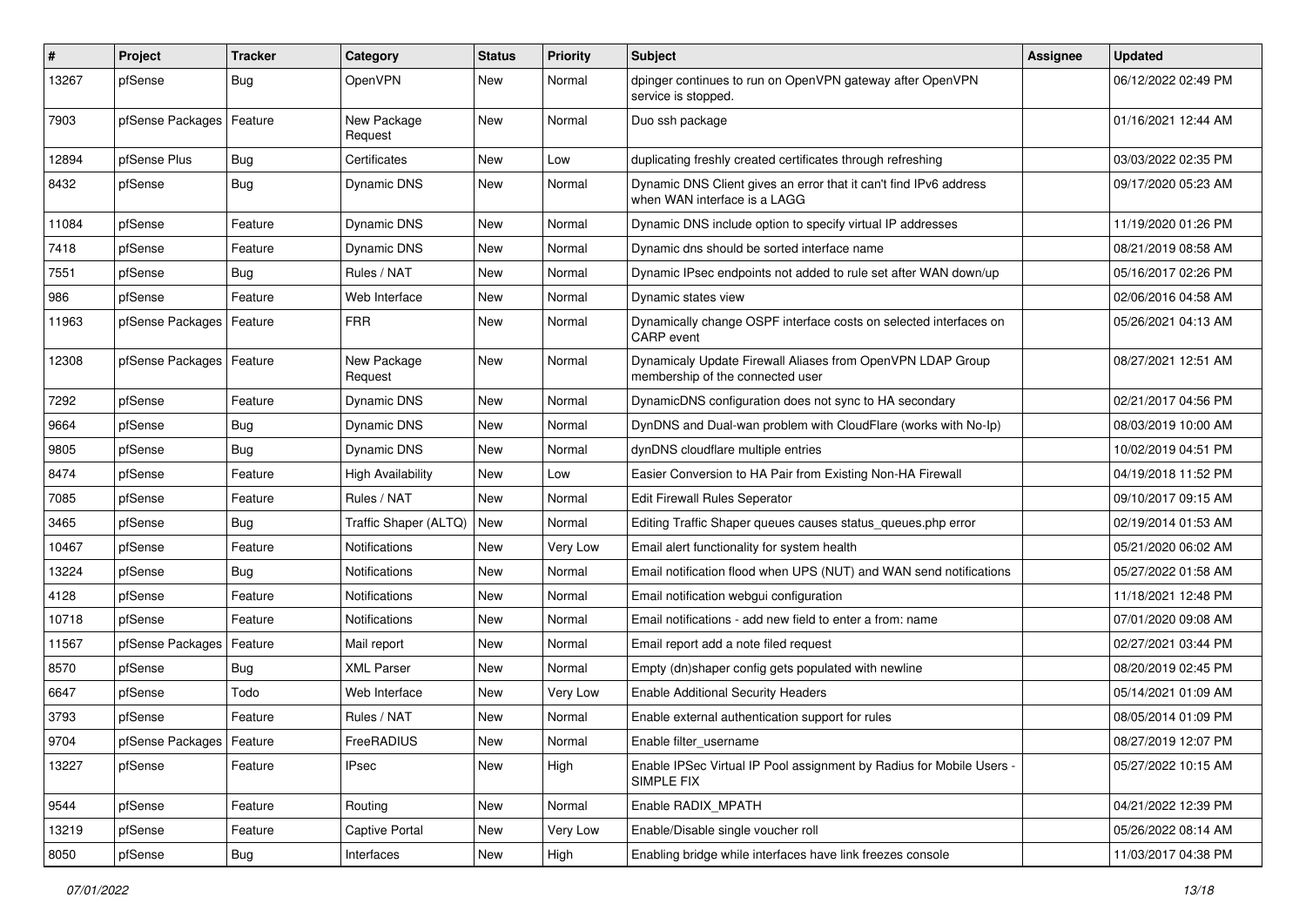| # | Project | Tracker | Category | Status | Priority | Subject | Assignee | Updated |
|---|---|---|---|---|---|---|---|---|
| 13267 | pfSense | Bug | OpenVPN | New | Normal | dpinger continues to run on OpenVPN gateway after OpenVPN service is stopped. | | 06/12/2022 02:49 PM |
| 7903 | pfSense Packages | Feature | New Package Request | New | Normal | Duo ssh package | | 01/16/2021 12:44 AM |
| 12894 | pfSense Plus | Bug | Certificates | New | Low | duplicating freshly created certificates through refreshing | | 03/03/2022 02:35 PM |
| 8432 | pfSense | Bug | Dynamic DNS | New | Normal | Dynamic DNS Client gives an error that it can't find IPv6 address when WAN interface is a LAGG | | 09/17/2020 05:23 AM |
| 11084 | pfSense | Feature | Dynamic DNS | New | Normal | Dynamic DNS include option to specify virtual IP addresses | | 11/19/2020 01:26 PM |
| 7418 | pfSense | Feature | Dynamic DNS | New | Normal | Dynamic dns should be sorted interface name | | 08/21/2019 08:58 AM |
| 7551 | pfSense | Bug | Rules / NAT | New | Normal | Dynamic IPsec endpoints not added to rule set after WAN down/up | | 05/16/2017 02:26 PM |
| 986 | pfSense | Feature | Web Interface | New | Normal | Dynamic states view | | 02/06/2016 04:58 AM |
| 11963 | pfSense Packages | Feature | FRR | New | Normal | Dynamically change OSPF interface costs on selected interfaces on CARP event | | 05/26/2021 04:13 AM |
| 12308 | pfSense Packages | Feature | New Package Request | New | Normal | Dynamicaly Update Firewall Aliases from OpenVPN LDAP Group membership of the connected user | | 08/27/2021 12:51 AM |
| 7292 | pfSense | Feature | Dynamic DNS | New | Normal | DynamicDNS configuration does not sync to HA secondary | | 02/21/2017 04:56 PM |
| 9664 | pfSense | Bug | Dynamic DNS | New | Normal | DynDNS and Dual-wan problem with CloudFlare (works with No-Ip) | | 08/03/2019 10:00 AM |
| 9805 | pfSense | Bug | Dynamic DNS | New | Normal | dynDNS cloudflare multiple entries | | 10/02/2019 04:51 PM |
| 8474 | pfSense | Feature | High Availability | New | Low | Easier Conversion to HA Pair from Existing Non-HA Firewall | | 04/19/2018 11:52 PM |
| 7085 | pfSense | Feature | Rules / NAT | New | Normal | Edit Firewall Rules Seperator | | 09/10/2017 09:15 AM |
| 3465 | pfSense | Bug | Traffic Shaper (ALTQ) | New | Normal | Editing Traffic Shaper queues causes status_queues.php error | | 02/19/2014 01:53 AM |
| 10467 | pfSense | Feature | Notifications | New | Very Low | Email alert functionality for system health | | 05/21/2020 06:02 AM |
| 13224 | pfSense | Bug | Notifications | New | Normal | Email notification flood when UPS (NUT) and WAN send notifications | | 05/27/2022 01:58 AM |
| 4128 | pfSense | Feature | Notifications | New | Normal | Email notification webgui configuration | | 11/18/2021 12:48 PM |
| 10718 | pfSense | Feature | Notifications | New | Normal | Email notifications - add new field to enter a from: name | | 07/01/2020 09:08 AM |
| 11567 | pfSense Packages | Feature | Mail report | New | Normal | Email report add a note filed request | | 02/27/2021 03:44 PM |
| 8570 | pfSense | Bug | XML Parser | New | Normal | Empty (dn)shaper config gets populated with newline | | 08/20/2019 02:45 PM |
| 6647 | pfSense | Todo | Web Interface | New | Very Low | Enable Additional Security Headers | | 05/14/2021 01:09 AM |
| 3793 | pfSense | Feature | Rules / NAT | New | Normal | Enable external authentication support for rules | | 08/05/2014 01:09 PM |
| 9704 | pfSense Packages | Feature | FreeRADIUS | New | Normal | Enable filter_username | | 08/27/2019 12:07 PM |
| 13227 | pfSense | Feature | IPsec | New | High | Enable IPSec Virtual IP Pool assignment by Radius for Mobile Users - SIMPLE FIX | | 05/27/2022 10:15 AM |
| 9544 | pfSense | Feature | Routing | New | Normal | Enable RADIX_MPATH | | 04/21/2022 12:39 PM |
| 13219 | pfSense | Feature | Captive Portal | New | Very Low | Enable/Disable single voucher roll | | 05/26/2022 08:14 AM |
| 8050 | pfSense | Bug | Interfaces | New | High | Enabling bridge while interfaces have link freezes console | | 11/03/2017 04:38 PM |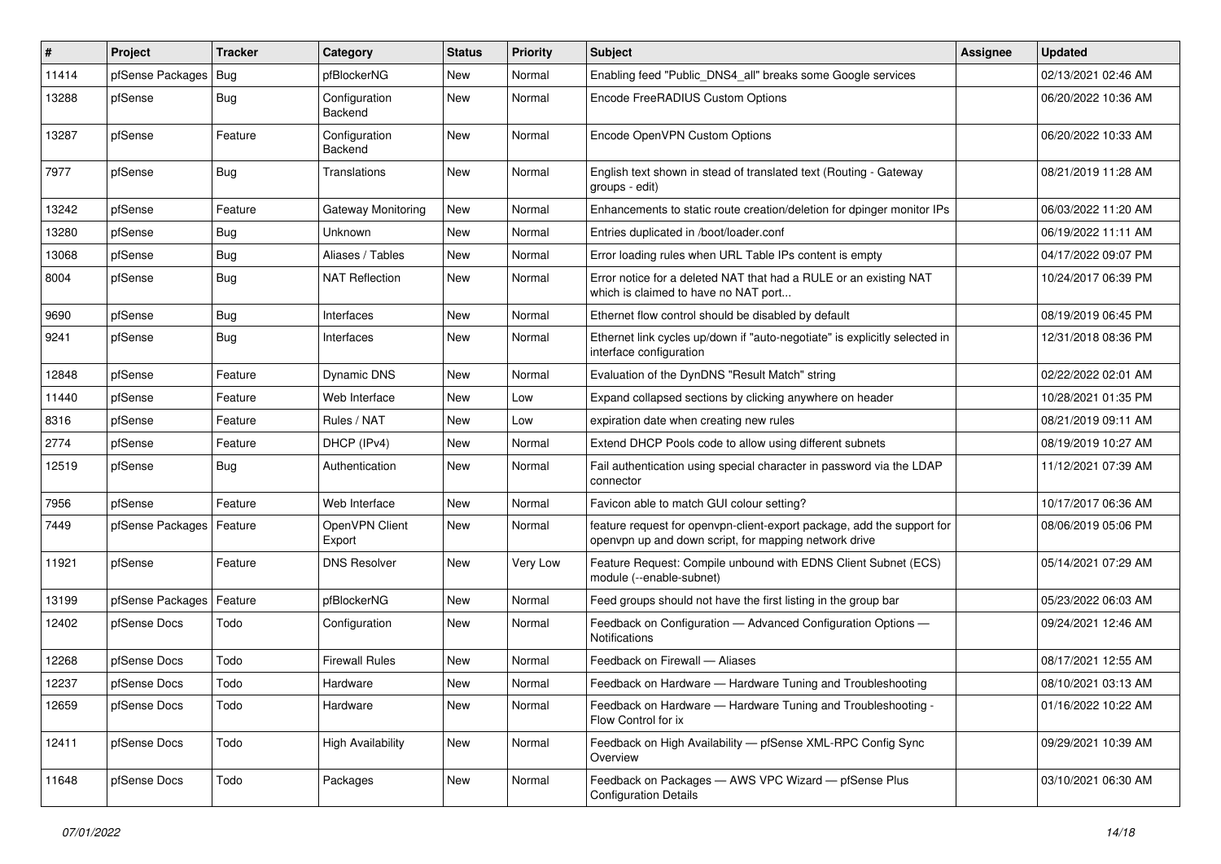| # | Project | Tracker | Category | Status | Priority | Subject | Assignee | Updated |
|---|---|---|---|---|---|---|---|---|
| 11414 | pfSense Packages | Bug | pfBlockerNG | New | Normal | Enabling feed "Public_DNS4_all" breaks some Google services | | 02/13/2021 02:46 AM |
| 13288 | pfSense | Bug | Configuration Backend | New | Normal | Encode FreeRADIUS Custom Options | | 06/20/2022 10:36 AM |
| 13287 | pfSense | Feature | Configuration Backend | New | Normal | Encode OpenVPN Custom Options | | 06/20/2022 10:33 AM |
| 7977 | pfSense | Bug | Translations | New | Normal | English text shown in stead of translated text (Routing - Gateway groups - edit) | | 08/21/2019 11:28 AM |
| 13242 | pfSense | Feature | Gateway Monitoring | New | Normal | Enhancements to static route creation/deletion for dpinger monitor IPs | | 06/03/2022 11:20 AM |
| 13280 | pfSense | Bug | Unknown | New | Normal | Entries duplicated in /boot/loader.conf | | 06/19/2022 11:11 AM |
| 13068 | pfSense | Bug | Aliases / Tables | New | Normal | Error loading rules when URL Table IPs content is empty | | 04/17/2022 09:07 PM |
| 8004 | pfSense | Bug | NAT Reflection | New | Normal | Error notice for a deleted NAT that had a RULE or an existing NAT which is claimed to have no NAT port... | | 10/24/2017 06:39 PM |
| 9690 | pfSense | Bug | Interfaces | New | Normal | Ethernet flow control should be disabled by default | | 08/19/2019 06:45 PM |
| 9241 | pfSense | Bug | Interfaces | New | Normal | Ethernet link cycles up/down if "auto-negotiate" is explicitly selected in interface configuration | | 12/31/2018 08:36 PM |
| 12848 | pfSense | Feature | Dynamic DNS | New | Normal | Evaluation of the DynDNS "Result Match" string | | 02/22/2022 02:01 AM |
| 11440 | pfSense | Feature | Web Interface | New | Low | Expand collapsed sections by clicking anywhere on header | | 10/28/2021 01:35 PM |
| 8316 | pfSense | Feature | Rules / NAT | New | Low | expiration date when creating new rules | | 08/21/2019 09:11 AM |
| 2774 | pfSense | Feature | DHCP (IPv4) | New | Normal | Extend DHCP Pools code to allow using different subnets | | 08/19/2019 10:27 AM |
| 12519 | pfSense | Bug | Authentication | New | Normal | Fail authentication using special character in password via the LDAP connector | | 11/12/2021 07:39 AM |
| 7956 | pfSense | Feature | Web Interface | New | Normal | Favicon able to match GUI colour setting? | | 10/17/2017 06:36 AM |
| 7449 | pfSense Packages | Feature | OpenVPN Client Export | New | Normal | feature request for openvpn-client-export package, add the support for openvpn up and down script, for mapping network drive | | 08/06/2019 05:06 PM |
| 11921 | pfSense | Feature | DNS Resolver | New | Very Low | Feature Request: Compile unbound with EDNS Client Subnet (ECS) module (--enable-subnet) | | 05/14/2021 07:29 AM |
| 13199 | pfSense Packages | Feature | pfBlockerNG | New | Normal | Feed groups should not have the first listing in the group bar | | 05/23/2022 06:03 AM |
| 12402 | pfSense Docs | Todo | Configuration | New | Normal | Feedback on Configuration — Advanced Configuration Options — Notifications | | 09/24/2021 12:46 AM |
| 12268 | pfSense Docs | Todo | Firewall Rules | New | Normal | Feedback on Firewall — Aliases | | 08/17/2021 12:55 AM |
| 12237 | pfSense Docs | Todo | Hardware | New | Normal | Feedback on Hardware — Hardware Tuning and Troubleshooting | | 08/10/2021 03:13 AM |
| 12659 | pfSense Docs | Todo | Hardware | New | Normal | Feedback on Hardware — Hardware Tuning and Troubleshooting - Flow Control for ix | | 01/16/2022 10:22 AM |
| 12411 | pfSense Docs | Todo | High Availability | New | Normal | Feedback on High Availability — pfSense XML-RPC Config Sync Overview | | 09/29/2021 10:39 AM |
| 11648 | pfSense Docs | Todo | Packages | New | Normal | Feedback on Packages — AWS VPC Wizard — pfSense Plus Configuration Details | | 03/10/2021 06:30 AM |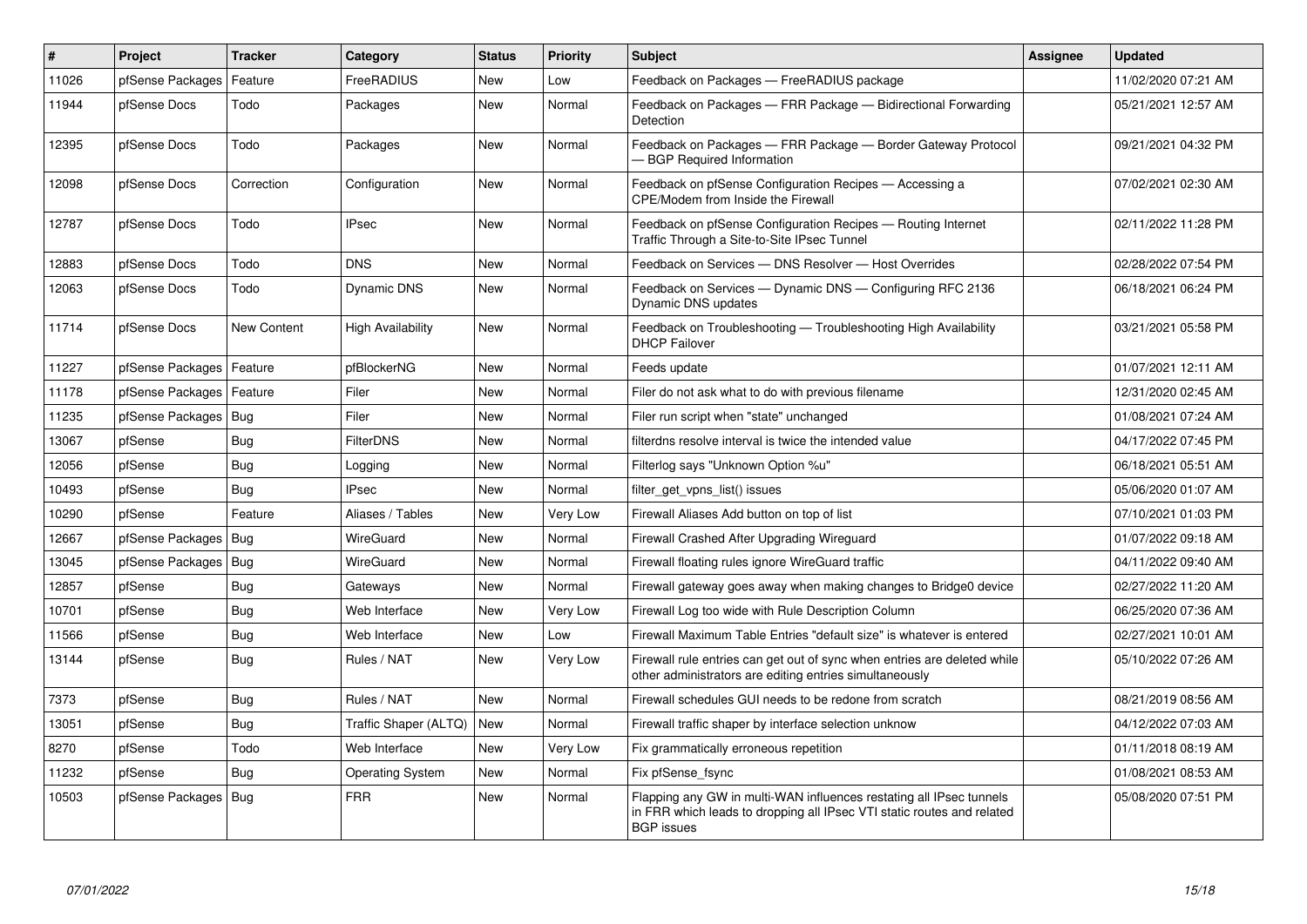| # | Project | Tracker | Category | Status | Priority | Subject | Assignee | Updated |
|---|---|---|---|---|---|---|---|---|
| 11026 | pfSense Packages | Feature | FreeRADIUS | New | Low | Feedback on Packages — FreeRADIUS package | | 11/02/2020 07:21 AM |
| 11944 | pfSense Docs | Todo | Packages | New | Normal | Feedback on Packages — FRR Package — Bidirectional Forwarding Detection | | 05/21/2021 12:57 AM |
| 12395 | pfSense Docs | Todo | Packages | New | Normal | Feedback on Packages — FRR Package — Border Gateway Protocol — BGP Required Information | | 09/21/2021 04:32 PM |
| 12098 | pfSense Docs | Correction | Configuration | New | Normal | Feedback on pfSense Configuration Recipes — Accessing a CPE/Modem from Inside the Firewall | | 07/02/2021 02:30 AM |
| 12787 | pfSense Docs | Todo | IPsec | New | Normal | Feedback on pfSense Configuration Recipes — Routing Internet Traffic Through a Site-to-Site IPsec Tunnel | | 02/11/2022 11:28 PM |
| 12883 | pfSense Docs | Todo | DNS | New | Normal | Feedback on Services — DNS Resolver — Host Overrides | | 02/28/2022 07:54 PM |
| 12063 | pfSense Docs | Todo | Dynamic DNS | New | Normal | Feedback on Services — Dynamic DNS — Configuring RFC 2136 Dynamic DNS updates | | 06/18/2021 06:24 PM |
| 11714 | pfSense Docs | New Content | High Availability | New | Normal | Feedback on Troubleshooting — Troubleshooting High Availability DHCP Failover | | 03/21/2021 05:58 PM |
| 11227 | pfSense Packages | Feature | pfBlockerNG | New | Normal | Feeds update | | 01/07/2021 12:11 AM |
| 11178 | pfSense Packages | Feature | Filer | New | Normal | Filer do not ask what to do with previous filename | | 12/31/2020 02:45 AM |
| 11235 | pfSense Packages | Bug | Filer | New | Normal | Filer run script when "state" unchanged | | 01/08/2021 07:24 AM |
| 13067 | pfSense | Bug | FilterDNS | New | Normal | filterdns resolve interval is twice the intended value | | 04/17/2022 07:45 PM |
| 12056 | pfSense | Bug | Logging | New | Normal | Filterlog says "Unknown Option %u" | | 06/18/2021 05:51 AM |
| 10493 | pfSense | Bug | IPsec | New | Normal | filter_get_vpns_list() issues | | 05/06/2020 01:07 AM |
| 10290 | pfSense | Feature | Aliases / Tables | New | Very Low | Firewall Aliases Add button on top of list | | 07/10/2021 01:03 PM |
| 12667 | pfSense Packages | Bug | WireGuard | New | Normal | Firewall Crashed After Upgrading Wireguard | | 01/07/2022 09:18 AM |
| 13045 | pfSense Packages | Bug | WireGuard | New | Normal | Firewall floating rules ignore WireGuard traffic | | 04/11/2022 09:40 AM |
| 12857 | pfSense | Bug | Gateways | New | Normal | Firewall gateway goes away when making changes to Bridge0 device | | 02/27/2022 11:20 AM |
| 10701 | pfSense | Bug | Web Interface | New | Very Low | Firewall Log too wide with Rule Description Column | | 06/25/2020 07:36 AM |
| 11566 | pfSense | Bug | Web Interface | New | Low | Firewall Maximum Table Entries "default size" is whatever is entered | | 02/27/2021 10:01 AM |
| 13144 | pfSense | Bug | Rules / NAT | New | Very Low | Firewall rule entries can get out of sync when entries are deleted while other administrators are editing entries simultaneously | | 05/10/2022 07:26 AM |
| 7373 | pfSense | Bug | Rules / NAT | New | Normal | Firewall schedules GUI needs to be redone from scratch | | 08/21/2019 08:56 AM |
| 13051 | pfSense | Bug | Traffic Shaper (ALTQ) | New | Normal | Firewall traffic shaper by interface selection unknow | | 04/12/2022 07:03 AM |
| 8270 | pfSense | Todo | Web Interface | New | Very Low | Fix grammatically erroneous repetition | | 01/11/2018 08:19 AM |
| 11232 | pfSense | Bug | Operating System | New | Normal | Fix pfSense_fsync | | 01/08/2021 08:53 AM |
| 10503 | pfSense Packages | Bug | FRR | New | Normal | Flapping any GW in multi-WAN influences restating all IPsec tunnels in FRR which leads to dropping all IPsec VTI static routes and related BGP issues | | 05/08/2020 07:51 PM |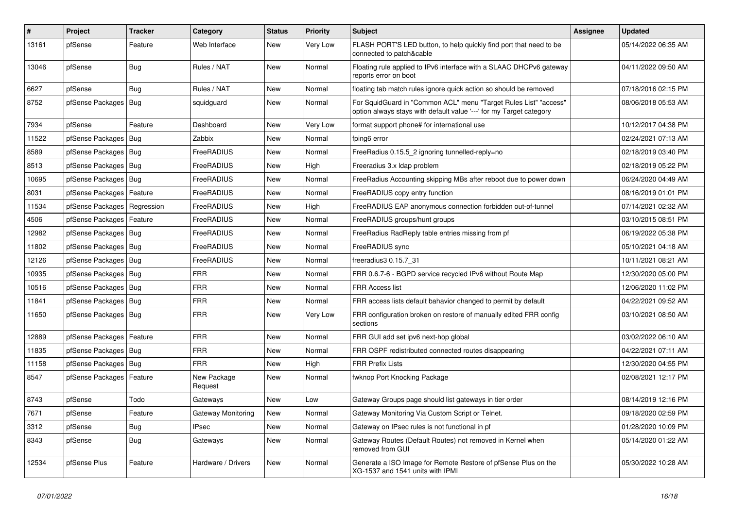| # | Project | Tracker | Category | Status | Priority | Subject | Assignee | Updated |
|---|---|---|---|---|---|---|---|---|
| 13161 | pfSense | Feature | Web Interface | New | Very Low | FLASH PORT'S LED button, to help quickly find port that need to be connected to patch&cable | | 05/14/2022 06:35 AM |
| 13046 | pfSense | Bug | Rules / NAT | New | Normal | Floating rule applied to IPv6 interface with a SLAAC DHCPv6 gateway reports error on boot | | 04/11/2022 09:50 AM |
| 6627 | pfSense | Bug | Rules / NAT | New | Normal | floating tab match rules ignore quick action so should be removed | | 07/18/2016 02:15 PM |
| 8752 | pfSense Packages | Bug | squidguard | New | Normal | For SquidGuard in "Common ACL" menu "Target Rules List" "access" option always stays with default value '---' for my Target category | | 08/06/2018 05:53 AM |
| 7934 | pfSense | Feature | Dashboard | New | Very Low | format support phone# for international use | | 10/12/2017 04:38 PM |
| 11522 | pfSense Packages | Bug | Zabbix | New | Normal | fping6 error | | 02/24/2021 07:13 AM |
| 8589 | pfSense Packages | Bug | FreeRADIUS | New | Normal | FreeRadius 0.15.5_2 ignoring tunnelled-reply=no | | 02/18/2019 03:40 PM |
| 8513 | pfSense Packages | Bug | FreeRADIUS | New | High | Freeradius 3.x ldap problem | | 02/18/2019 05:22 PM |
| 10695 | pfSense Packages | Bug | FreeRADIUS | New | Normal | FreeRadius Accounting skipping MBs after reboot due to power down | | 06/24/2020 04:49 AM |
| 8031 | pfSense Packages | Feature | FreeRADIUS | New | Normal | FreeRADIUS copy entry function | | 08/16/2019 01:01 PM |
| 11534 | pfSense Packages | Regression | FreeRADIUS | New | High | FreeRADIUS EAP anonymous connection forbidden out-of-tunnel | | 07/14/2021 02:32 AM |
| 4506 | pfSense Packages | Feature | FreeRADIUS | New | Normal | FreeRADIUS groups/hunt groups | | 03/10/2015 08:51 PM |
| 12982 | pfSense Packages | Bug | FreeRADIUS | New | Normal | FreeRadius RadReply table entries missing from pf | | 06/19/2022 05:38 PM |
| 11802 | pfSense Packages | Bug | FreeRADIUS | New | Normal | FreeRADIUS sync | | 05/10/2021 04:18 AM |
| 12126 | pfSense Packages | Bug | FreeRADIUS | New | Normal | freeradius3 0.15.7_31 | | 10/11/2021 08:21 AM |
| 10935 | pfSense Packages | Bug | FRR | New | Normal | FRR 0.6.7-6 - BGPD service recycled IPv6 without Route Map | | 12/30/2020 05:00 PM |
| 10516 | pfSense Packages | Bug | FRR | New | Normal | FRR Access list | | 12/06/2020 11:02 PM |
| 11841 | pfSense Packages | Bug | FRR | New | Normal | FRR access lists default bahavior changed to permit by default | | 04/22/2021 09:52 AM |
| 11650 | pfSense Packages | Bug | FRR | New | Very Low | FRR configuration broken on restore of manually edited FRR config sections | | 03/10/2021 08:50 AM |
| 12889 | pfSense Packages | Feature | FRR | New | Normal | FRR GUI add set ipv6 next-hop global | | 03/02/2022 06:10 AM |
| 11835 | pfSense Packages | Bug | FRR | New | Normal | FRR OSPF redistributed connected routes disappearing | | 04/22/2021 07:11 AM |
| 11158 | pfSense Packages | Bug | FRR | New | High | FRR Prefix Lists | | 12/30/2020 04:55 PM |
| 8547 | pfSense Packages | Feature | New Package Request | New | Normal | fwknop Port Knocking Package | | 02/08/2021 12:17 PM |
| 8743 | pfSense | Todo | Gateways | New | Low | Gateway Groups page should list gateways in tier order | | 08/14/2019 12:16 PM |
| 7671 | pfSense | Feature | Gateway Monitoring | New | Normal | Gateway Monitoring Via Custom Script or Telnet. | | 09/18/2020 02:59 PM |
| 3312 | pfSense | Bug | IPsec | New | Normal | Gateway on IPsec rules is not functional in pf | | 01/28/2020 10:09 PM |
| 8343 | pfSense | Bug | Gateways | New | Normal | Gateway Routes (Default Routes) not removed in Kernel when removed from GUI | | 05/14/2020 01:22 AM |
| 12534 | pfSense Plus | Feature | Hardware / Drivers | New | Normal | Generate a ISO Image for Remote Restore of pfSense Plus on the XG-1537 and 1541 units with IPMI | | 05/30/2022 10:28 AM |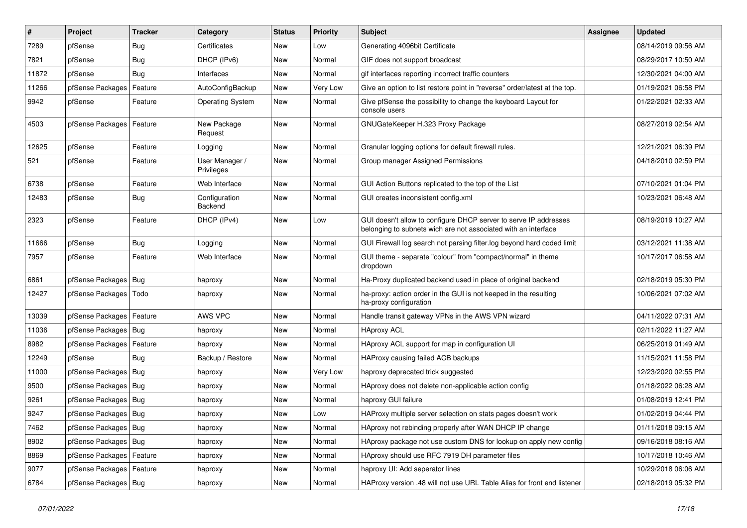| # | Project | Tracker | Category | Status | Priority | Subject | Assignee | Updated |
|---|---|---|---|---|---|---|---|---|
| 7289 | pfSense | Bug | Certificates | New | Low | Generating 4096bit Certificate | | 08/14/2019 09:56 AM |
| 7821 | pfSense | Bug | DHCP (IPv6) | New | Normal | GIF does not support broadcast | | 08/29/2017 10:50 AM |
| 11872 | pfSense | Bug | Interfaces | New | Normal | gif interfaces reporting incorrect traffic counters | | 12/30/2021 04:00 AM |
| 11266 | pfSense Packages | Feature | AutoConfigBackup | New | Very Low | Give an option to list restore point in "reverse" order/latest at the top. | | 01/19/2021 06:58 PM |
| 9942 | pfSense | Feature | Operating System | New | Normal | Give pfSense the possibility to change the keyboard Layout for console users | | 01/22/2021 02:33 AM |
| 4503 | pfSense Packages | Feature | New Package Request | New | Normal | GNUGateKeeper H.323 Proxy Package | | 08/27/2019 02:54 AM |
| 12625 | pfSense | Feature | Logging | New | Normal | Granular logging options for default firewall rules. | | 12/21/2021 06:39 PM |
| 521 | pfSense | Feature | User Manager / Privileges | New | Normal | Group manager Assigned Permissions | | 04/18/2010 02:59 PM |
| 6738 | pfSense | Feature | Web Interface | New | Normal | GUI Action Buttons replicated to the top of the List | | 07/10/2021 01:04 PM |
| 12483 | pfSense | Bug | Configuration Backend | New | Normal | GUI creates inconsistent config.xml | | 10/23/2021 06:48 AM |
| 2323 | pfSense | Feature | DHCP (IPv4) | New | Low | GUI doesn't allow to configure DHCP server to serve IP addresses belonging to subnets wich are not associated with an interface | | 08/19/2019 10:27 AM |
| 11666 | pfSense | Bug | Logging | New | Normal | GUI Firewall log search not parsing filter.log beyond hard coded limit | | 03/12/2021 11:38 AM |
| 7957 | pfSense | Feature | Web Interface | New | Normal | GUI theme - separate "colour" from "compact/normal" in theme dropdown | | 10/17/2017 06:58 AM |
| 6861 | pfSense Packages | Bug | haproxy | New | Normal | Ha-Proxy duplicated backend used in place of original backend | | 02/18/2019 05:30 PM |
| 12427 | pfSense Packages | Todo | haproxy | New | Normal | ha-proxy: action order in the GUI is not keeped in the resulting ha-proxy configuration | | 10/06/2021 07:02 AM |
| 13039 | pfSense Packages | Feature | AWS VPC | New | Normal | Handle transit gateway VPNs in the AWS VPN wizard | | 04/11/2022 07:31 AM |
| 11036 | pfSense Packages | Bug | haproxy | New | Normal | HAproxy ACL | | 02/11/2022 11:27 AM |
| 8982 | pfSense Packages | Feature | haproxy | New | Normal | HAproxy ACL support for map in configuration UI | | 06/25/2019 01:49 AM |
| 12249 | pfSense | Bug | Backup / Restore | New | Normal | HAProxy causing failed ACB backups | | 11/15/2021 11:58 PM |
| 11000 | pfSense Packages | Bug | haproxy | New | Very Low | haproxy deprecated trick suggested | | 12/23/2020 02:55 PM |
| 9500 | pfSense Packages | Bug | haproxy | New | Normal | HAproxy does not delete non-applicable action config | | 01/18/2022 06:28 AM |
| 9261 | pfSense Packages | Bug | haproxy | New | Normal | haproxy GUI failure | | 01/08/2019 12:41 PM |
| 9247 | pfSense Packages | Bug | haproxy | New | Low | HAProxy multiple server selection on stats pages doesn't work | | 01/02/2019 04:44 PM |
| 7462 | pfSense Packages | Bug | haproxy | New | Normal | HAproxy not rebinding properly after WAN DHCP IP change | | 01/11/2018 09:15 AM |
| 8902 | pfSense Packages | Bug | haproxy | New | Normal | HAproxy package not use custom DNS for lookup on apply new config | | 09/16/2018 08:16 AM |
| 8869 | pfSense Packages | Feature | haproxy | New | Normal | HAproxy should use RFC 7919 DH parameter files | | 10/17/2018 10:46 AM |
| 9077 | pfSense Packages | Feature | haproxy | New | Normal | haproxy UI: Add seperator lines | | 10/29/2018 06:06 AM |
| 6784 | pfSense Packages | Bug | haproxy | New | Normal | HAProxy version .48 will not use URL Table Alias for front end listener | | 02/18/2019 05:32 PM |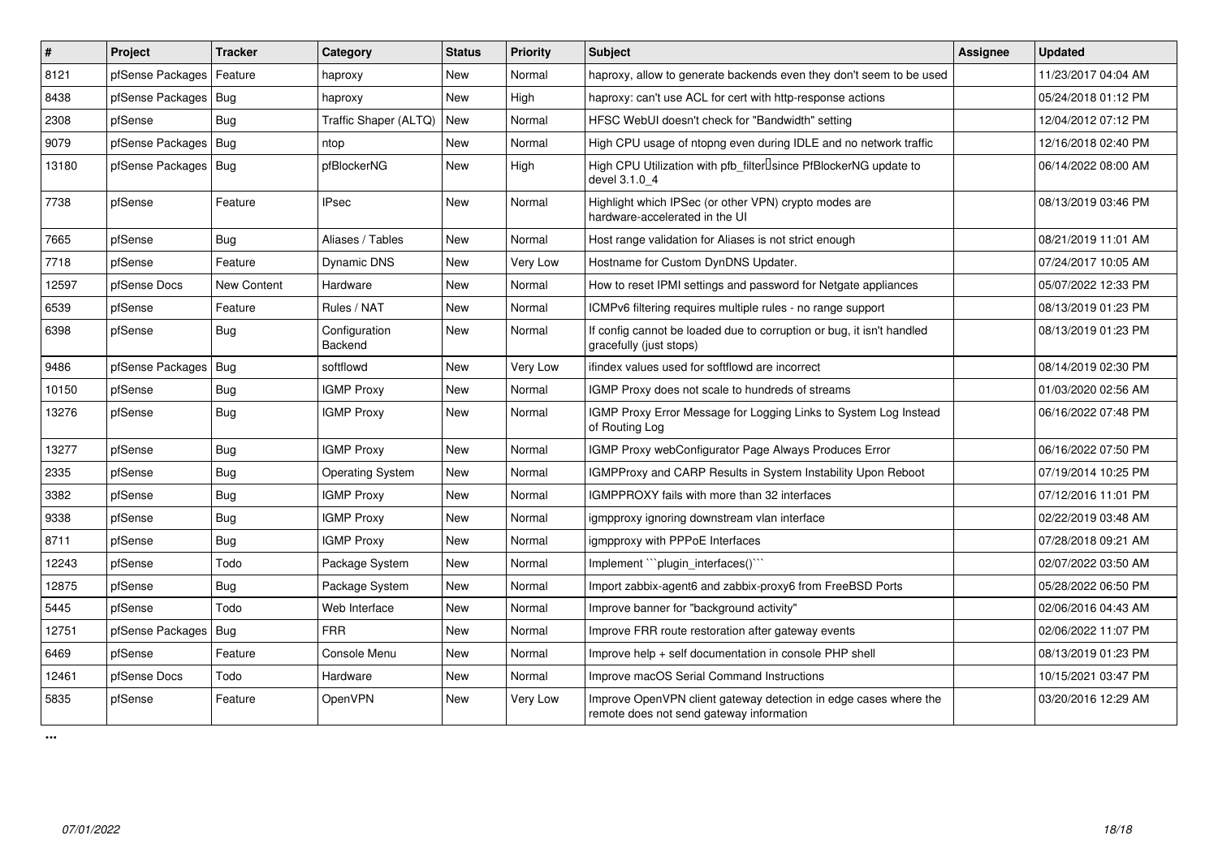| # | Project | Tracker | Category | Status | Priority | Subject | Assignee | Updated |
|---|---|---|---|---|---|---|---|---|
| 8121 | pfSense Packages | Feature | haproxy | New | Normal | haproxy, allow to generate backends even they don't seem to be used | | 11/23/2017 04:04 AM |
| 8438 | pfSense Packages | Bug | haproxy | New | High | haproxy: can't use ACL for cert with http-response actions | | 05/24/2018 01:12 PM |
| 2308 | pfSense | Bug | Traffic Shaper (ALTQ) | New | Normal | HFSC WebUI doesn't check for "Bandwidth" setting | | 12/04/2012 07:12 PM |
| 9079 | pfSense Packages | Bug | ntop | New | Normal | High CPU usage of ntopng even during IDLE and no network traffic | | 12/16/2018 02:40 PM |
| 13180 | pfSense Packages | Bug | pfBlockerNG | New | High | High CPU Utilization with pfb_filter since PfBlockerNG update to devel 3.1.0_4 | | 06/14/2022 08:00 AM |
| 7738 | pfSense | Feature | IPsec | New | Normal | Highlight which IPSec (or other VPN) crypto modes are hardware-accelerated in the UI | | 08/13/2019 03:46 PM |
| 7665 | pfSense | Bug | Aliases / Tables | New | Normal | Host range validation for Aliases is not strict enough | | 08/21/2019 11:01 AM |
| 7718 | pfSense | Feature | Dynamic DNS | New | Very Low | Hostname for Custom DynDNS Updater. | | 07/24/2017 10:05 AM |
| 12597 | pfSense Docs | New Content | Hardware | New | Normal | How to reset IPMI settings and password for Netgate appliances | | 05/07/2022 12:33 PM |
| 6539 | pfSense | Feature | Rules / NAT | New | Normal | ICMPv6 filtering requires multiple rules - no range support | | 08/13/2019 01:23 PM |
| 6398 | pfSense | Bug | Configuration Backend | New | Normal | If config cannot be loaded due to corruption or bug, it isn't handled gracefully (just stops) | | 08/13/2019 01:23 PM |
| 9486 | pfSense Packages | Bug | softflowd | New | Very Low | ifindex values used for softflowd are incorrect | | 08/14/2019 02:30 PM |
| 10150 | pfSense | Bug | IGMP Proxy | New | Normal | IGMP Proxy does not scale to hundreds of streams | | 01/03/2020 02:56 AM |
| 13276 | pfSense | Bug | IGMP Proxy | New | Normal | IGMP Proxy Error Message for Logging Links to System Log Instead of Routing Log | | 06/16/2022 07:48 PM |
| 13277 | pfSense | Bug | IGMP Proxy | New | Normal | IGMP Proxy webConfigurator Page Always Produces Error | | 06/16/2022 07:50 PM |
| 2335 | pfSense | Bug | Operating System | New | Normal | IGMPProxy and CARP Results in System Instability Upon Reboot | | 07/19/2014 10:25 PM |
| 3382 | pfSense | Bug | IGMP Proxy | New | Normal | IGMPPROXY fails with more than 32 interfaces | | 07/12/2016 11:01 PM |
| 9338 | pfSense | Bug | IGMP Proxy | New | Normal | igmpproxy ignoring downstream vlan interface | | 02/22/2019 03:48 AM |
| 8711 | pfSense | Bug | IGMP Proxy | New | Normal | igmpproxy with PPPoE Interfaces | | 07/28/2018 09:21 AM |
| 12243 | pfSense | Todo | Package System | New | Normal | Implement ```plugin_interfaces()``` | | 02/07/2022 03:50 AM |
| 12875 | pfSense | Bug | Package System | New | Normal | Import zabbix-agent6 and zabbix-proxy6 from FreeBSD Ports | | 05/28/2022 06:50 PM |
| 5445 | pfSense | Todo | Web Interface | New | Normal | Improve banner for "background activity" | | 02/06/2016 04:43 AM |
| 12751 | pfSense Packages | Bug | FRR | New | Normal | Improve FRR route restoration after gateway events | | 02/06/2022 11:07 PM |
| 6469 | pfSense | Feature | Console Menu | New | Normal | Improve help + self documentation in console PHP shell | | 08/13/2019 01:23 PM |
| 12461 | pfSense Docs | Todo | Hardware | New | Normal | Improve macOS Serial Command Instructions | | 10/15/2021 03:47 PM |
| 5835 | pfSense | Feature | OpenVPN | New | Very Low | Improve OpenVPN client gateway detection in edge cases where the remote does not send gateway information | | 03/20/2016 12:29 AM |

...